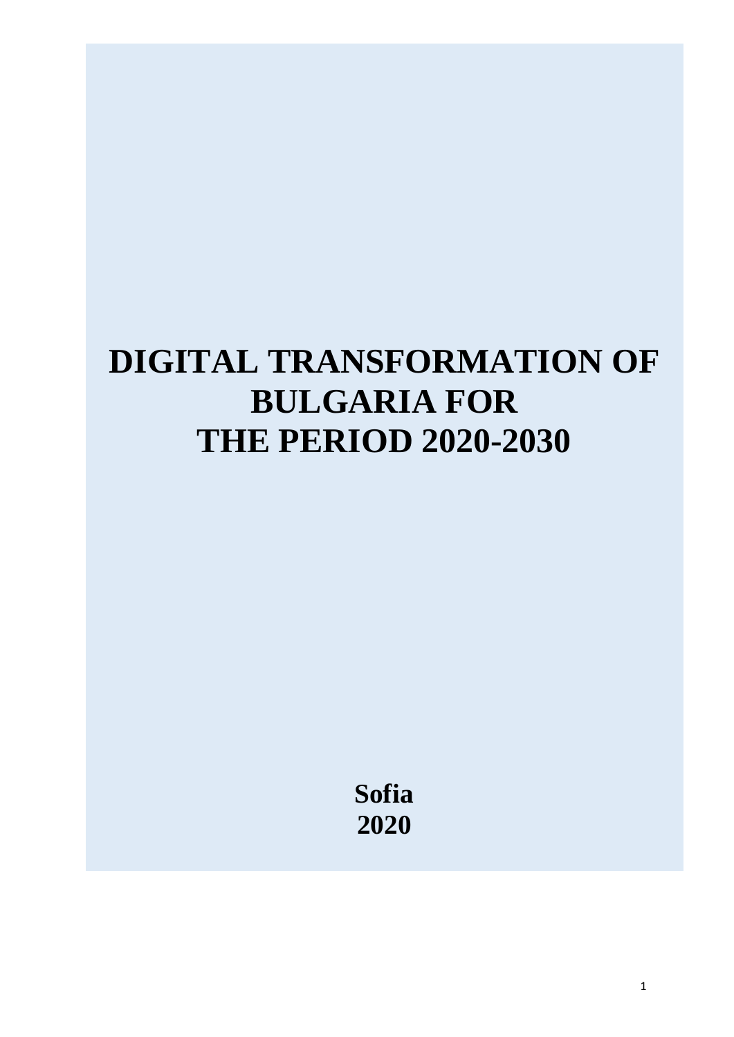# DIGITAL TRANSFORMATION OF BULGARIA FOR THE PERIOD 2020-2030

**Sofia**
**2020**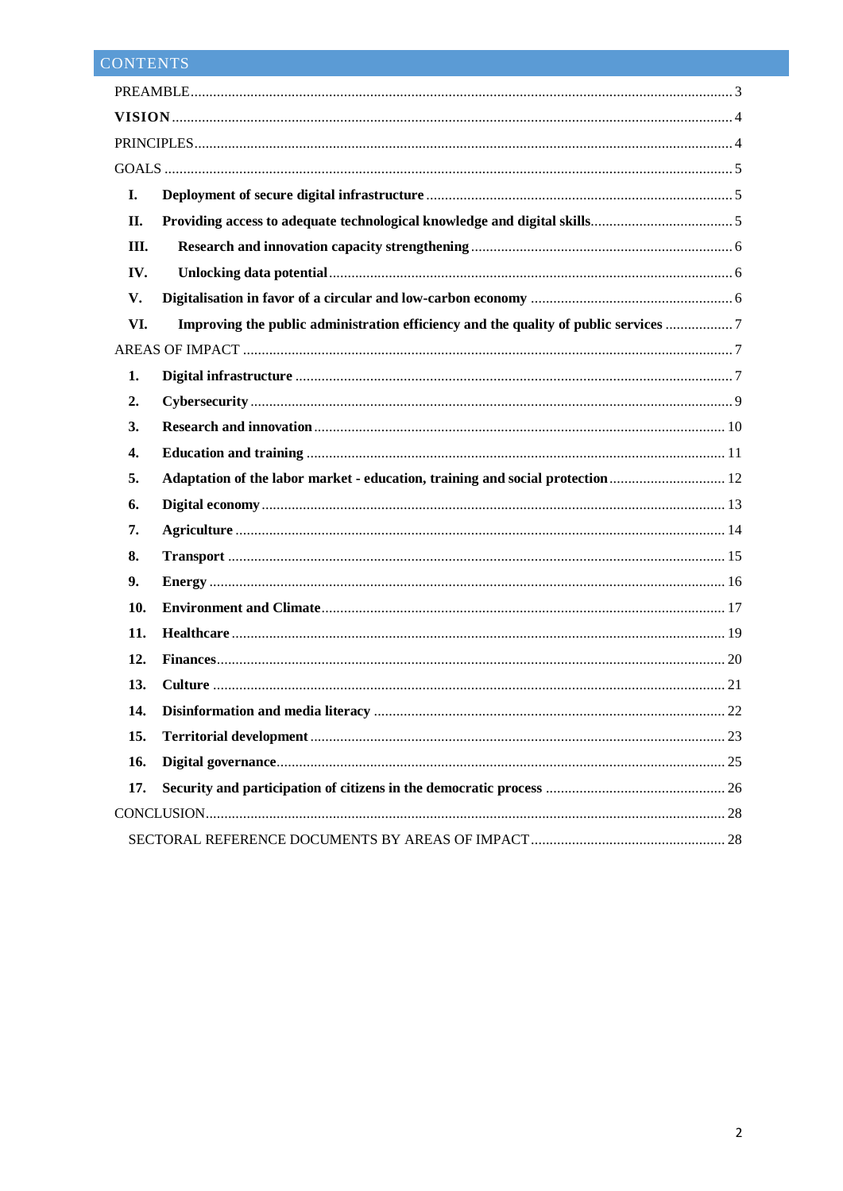# CONTENTS

PREAMBLE ..... 3

**VISION** ..... 4

PRINCIPLES ..... 4

GOALS ..... 5

- **I. Deployment of secure digital infrastructure** ..... 5
- **II. Providing access to adequate technological knowledge and digital skills** ..... 5
- **III. Research and innovation capacity strengthening** ..... 6
- **IV. Unlocking data potential** ..... 6
- **V. Digitalisation in favor of a circular and low-carbon economy** ..... 6
- **VI. Improving the public administration efficiency and the quality of public services** ..... 7

AREAS OF IMPACT ..... 7

1. **Digital infrastructure** ..... 7
2. **Cybersecurity** ..... 9
3. **Research and innovation** ..... 10
4. **Education and training** ..... 11
5. **Adaptation of the labor market - education, training and social protection** ..... 12
6. **Digital economy** ..... 13
7. **Agriculture** ..... 14
8. **Transport** ..... 15
9. **Energy** ..... 16
10. **Environment and Climate** ..... 17
11. **Healthcare** ..... 19
12. **Finances** ..... 20
13. **Culture** ..... 21
14. **Disinformation and media literacy** ..... 22
15. **Territorial development** ..... 23
16. **Digital governance** ..... 25
17. **Security and participation of citizens in the democratic process** ..... 26

CONCLUSION ..... 28

SECTORAL REFERENCE DOCUMENTS BY AREAS OF IMPACT ..... 28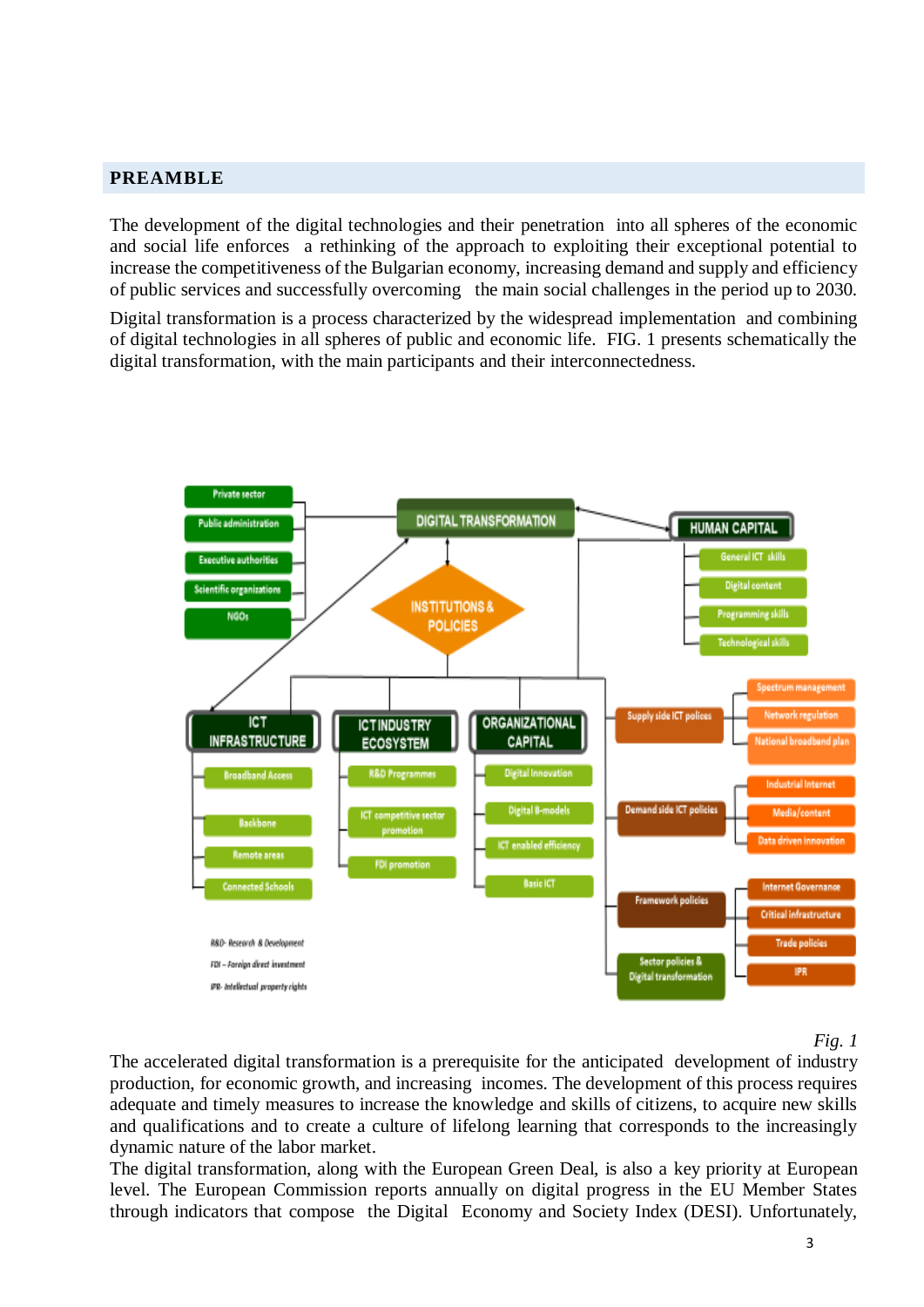## PREAMBLE

The development of the digital technologies and their penetration into all spheres of the economic and social life enforces a rethinking of the approach to exploiting their exceptional potential to increase the competitiveness of the Bulgarian economy, increasing demand and supply and efficiency of public services and successfully overcoming the main social challenges in the period up to 2030.

Digital transformation is a process characterized by the widespread implementation and combining of digital technologies in all spheres of public and economic life. FIG. 1 presents schematically the digital transformation, with the main participants and their interconnectedness.

*Fig. 1*

The accelerated digital transformation is a prerequisite for the anticipated development of industry production, for economic growth, and increasing incomes. The development of this process requires adequate and timely measures to increase the knowledge and skills of citizens, to acquire new skills and qualifications and to create a culture of lifelong learning that corresponds to the increasingly dynamic nature of the labor market.

The digital transformation, along with the European Green Deal, is also a key priority at European level. The European Commission reports annually on digital progress in the EU Member States through indicators that compose the Digital Economy and Society Index (DESI). Unfortunately,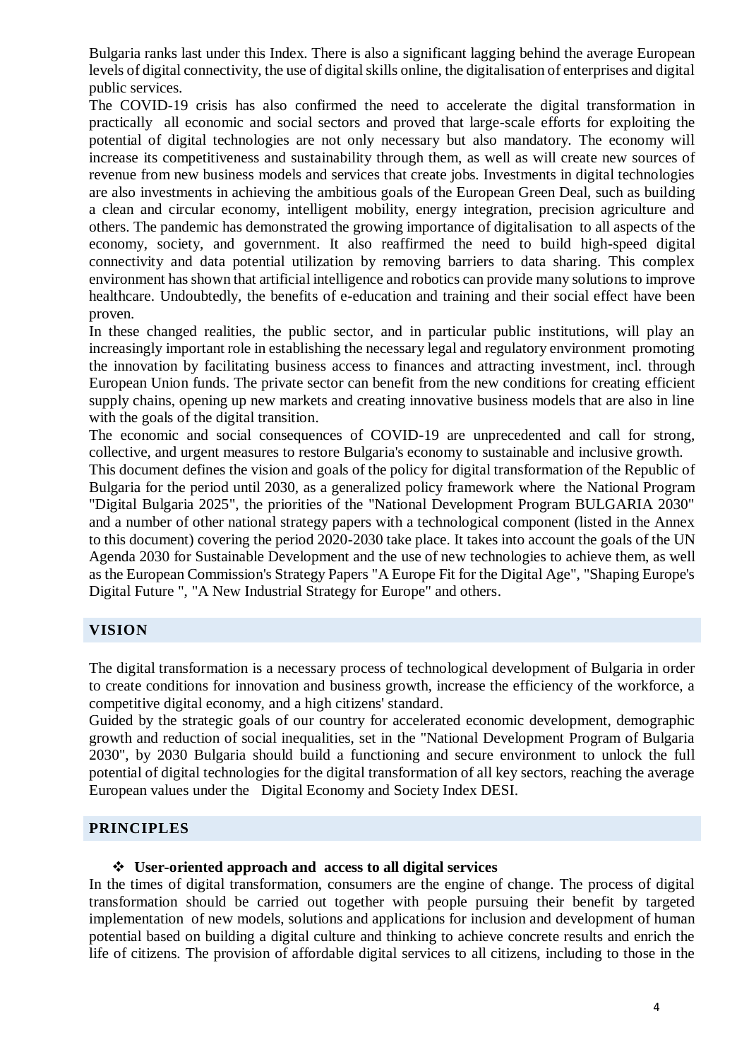Bulgaria ranks last under this Index. There is also a significant lagging behind the average European levels of digital connectivity, the use of digital skills online, the digitalisation of enterprises and digital public services.

The COVID-19 crisis has also confirmed the need to accelerate the digital transformation in practically all economic and social sectors and proved that large-scale efforts for exploiting the potential of digital technologies are not only necessary but also mandatory. The economy will increase its competitiveness and sustainability through them, as well as will create new sources of revenue from new business models and services that create jobs. Investments in digital technologies are also investments in achieving the ambitious goals of the European Green Deal, such as building a clean and circular economy, intelligent mobility, energy integration, precision agriculture and others. The pandemic has demonstrated the growing importance of digitalisation to all aspects of the economy, society, and government. It also reaffirmed the need to build high-speed digital connectivity and data potential utilization by removing barriers to data sharing. This complex environment has shown that artificial intelligence and robotics can provide many solutions to improve healthcare. Undoubtedly, the benefits of e-education and training and their social effect have been proven.

In these changed realities, the public sector, and in particular public institutions, will play an increasingly important role in establishing the necessary legal and regulatory environment promoting the innovation by facilitating business access to finances and attracting investment, incl. through European Union funds. The private sector can benefit from the new conditions for creating efficient supply chains, opening up new markets and creating innovative business models that are also in line with the goals of the digital transition.

The economic and social consequences of COVID-19 are unprecedented and call for strong, collective, and urgent measures to restore Bulgaria's economy to sustainable and inclusive growth.

This document defines the vision and goals of the policy for digital transformation of the Republic of Bulgaria for the period until 2030, as a generalized policy framework where the National Program "Digital Bulgaria 2025", the priorities of the "National Development Program BULGARIA 2030" and a number of other national strategy papers with a technological component (listed in the Annex to this document) covering the period 2020-2030 take place. It takes into account the goals of the UN Agenda 2030 for Sustainable Development and the use of new technologies to achieve them, as well as the European Commission's Strategy Papers "A Europe Fit for the Digital Age", "Shaping Europe's Digital Future ", "A New Industrial Strategy for Europe" and others.

## VISION

The digital transformation is a necessary process of technological development of Bulgaria in order to create conditions for innovation and business growth, increase the efficiency of the workforce, a competitive digital economy, and a high citizens' standard.

Guided by the strategic goals of our country for accelerated economic development, demographic growth and reduction of social inequalities, set in the "National Development Program of Bulgaria 2030", by 2030 Bulgaria should build a functioning and secure environment to unlock the full potential of digital technologies for the digital transformation of all key sectors, reaching the average European values under the Digital Economy and Society Index DESI.

## PRINCIPLES

- **User-oriented approach and access to all digital services**

In the times of digital transformation, consumers are the engine of change. The process of digital transformation should be carried out together with people pursuing their benefit by targeted implementation of new models, solutions and applications for inclusion and development of human potential based on building a digital culture and thinking to achieve concrete results and enrich the life of citizens. The provision of affordable digital services to all citizens, including to those in the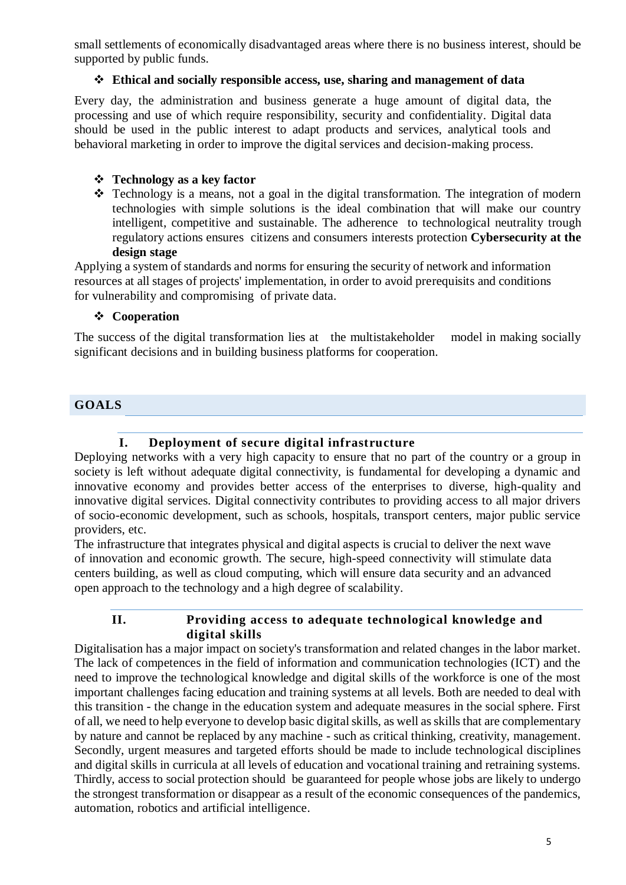small settlements of economically disadvantaged areas where there is no business interest, should be supported by public funds.

- **Ethical and socially responsible access, use, sharing and management of data**

Every day, the administration and business generate a huge amount of digital data, the processing and use of which require responsibility, security and confidentiality. Digital data should be used in the public interest to adapt products and services, analytical tools and behavioral marketing in order to improve the digital services and decision-making process.

- **Technology as a key factor**
- Technology is a means, not a goal in the digital transformation. The integration of modern technologies with simple solutions is the ideal combination that will make our country intelligent, competitive and sustainable. The adherence to technological neutrality trough regulatory actions ensures citizens and consumers interests protection **Cybersecurity at the design stage**

Applying a system of standards and norms for ensuring the security of network and information resources at all stages of projects' implementation, in order to avoid prerequisits and conditions for vulnerability and compromising of private data.

- **Cooperation**

The success of the digital transformation lies at the multistakeholder model in making socially significant decisions and in building business platforms for cooperation.

## GOALS

### I. Deployment of secure digital infrastructure

Deploying networks with a very high capacity to ensure that no part of the country or a group in society is left without adequate digital connectivity, is fundamental for developing a dynamic and innovative economy and provides better access of the enterprises to diverse, high-quality and innovative digital services. Digital connectivity contributes to providing access to all major drivers of socio-economic development, such as schools, hospitals, transport centers, major public service providers, etc.

The infrastructure that integrates physical and digital aspects is crucial to deliver the next wave of innovation and economic growth. The secure, high-speed connectivity will stimulate data centers building, as well as cloud computing, which will ensure data security and an advanced open approach to the technology and a high degree of scalability.

### II. Providing access to adequate technological knowledge and digital skills

Digitalisation has a major impact on society's transformation and related changes in the labor market. The lack of competences in the field of information and communication technologies (ICT) and the need to improve the technological knowledge and digital skills of the workforce is one of the most important challenges facing education and training systems at all levels. Both are needed to deal with this transition - the change in the education system and adequate measures in the social sphere. First of all, we need to help everyone to develop basic digital skills, as well as skills that are complementary by nature and cannot be replaced by any machine - such as critical thinking, creativity, management. Secondly, urgent measures and targeted efforts should be made to include technological disciplines and digital skills in curricula at all levels of education and vocational training and retraining systems. Thirdly, access to social protection should be guaranteed for people whose jobs are likely to undergo the strongest transformation or disappear as a result of the economic consequences of the pandemics, automation, robotics and artificial intelligence.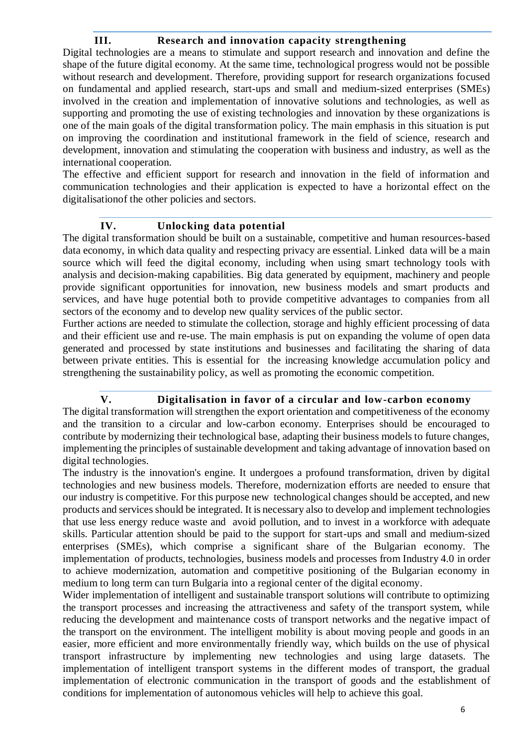## III. Research and innovation capacity strengthening

Digital technologies are a means to stimulate and support research and innovation and define the shape of the future digital economy. At the same time, technological progress would not be possible without research and development. Therefore, providing support for research organizations focused on fundamental and applied research, start-ups and small and medium-sized enterprises (SMEs) involved in the creation and implementation of innovative solutions and technologies, as well as supporting and promoting the use of existing technologies and innovation by these organizations is one of the main goals of the digital transformation policy. The main emphasis in this situation is put on improving the coordination and institutional framework in the field of science, research and development, innovation and stimulating the cooperation with business and industry, as well as the international cooperation.

The effective and efficient support for research and innovation in the field of information and communication technologies and their application is expected to have a horizontal effect on the digitalisationof the other policies and sectors.

## IV. Unlocking data potential

The digital transformation should be built on a sustainable, competitive and human resources-based data economy, in which data quality and respecting privacy are essential. Linked data will be a main source which will feed the digital economy, including when using smart technology tools with analysis and decision-making capabilities. Big data generated by equipment, machinery and people provide significant opportunities for innovation, new business models and smart products and services, and have huge potential both to provide competitive advantages to companies from all sectors of the economy and to develop new quality services of the public sector.

Further actions are needed to stimulate the collection, storage and highly efficient processing of data and their efficient use and re-use. The main emphasis is put on expanding the volume of open data generated and processed by state institutions and businesses and facilitating the sharing of data between private entities. This is essential for the increasing knowledge accumulation policy and strengthening the sustainability policy, as well as promoting the economic competition.

## V. Digitalisation in favor of a circular and low-carbon economy

The digital transformation will strengthen the export orientation and competitiveness of the economy and the transition to a circular and low-carbon economy. Enterprises should be encouraged to contribute by modernizing their technological base, adapting their business models to future changes, implementing the principles of sustainable development and taking advantage of innovation based on digital technologies.

The industry is the innovation's engine. It undergoes a profound transformation, driven by digital technologies and new business models. Therefore, modernization efforts are needed to ensure that our industry is competitive. For this purpose new technological changes should be accepted, and new products and services should be integrated. It is necessary also to develop and implement technologies that use less energy reduce waste and avoid pollution, and to invest in a workforce with adequate skills. Particular attention should be paid to the support for start-ups and small and medium-sized enterprises (SMEs), which comprise a significant share of the Bulgarian economy. The implementation of products, technologies, business models and processes from Industry 4.0 in order to achieve modernization, automation and competitive positioning of the Bulgarian economy in medium to long term can turn Bulgaria into a regional center of the digital economy.

Wider implementation of intelligent and sustainable transport solutions will contribute to optimizing the transport processes and increasing the attractiveness and safety of the transport system, while reducing the development and maintenance costs of transport networks and the negative impact of the transport on the environment. The intelligent mobility is about moving people and goods in an easier, more efficient and more environmentally friendly way, which builds on the use of physical transport infrastructure by implementing new technologies and using large datasets. The implementation of intelligent transport systems in the different modes of transport, the gradual implementation of electronic communication in the transport of goods and the establishment of conditions for implementation of autonomous vehicles will help to achieve this goal.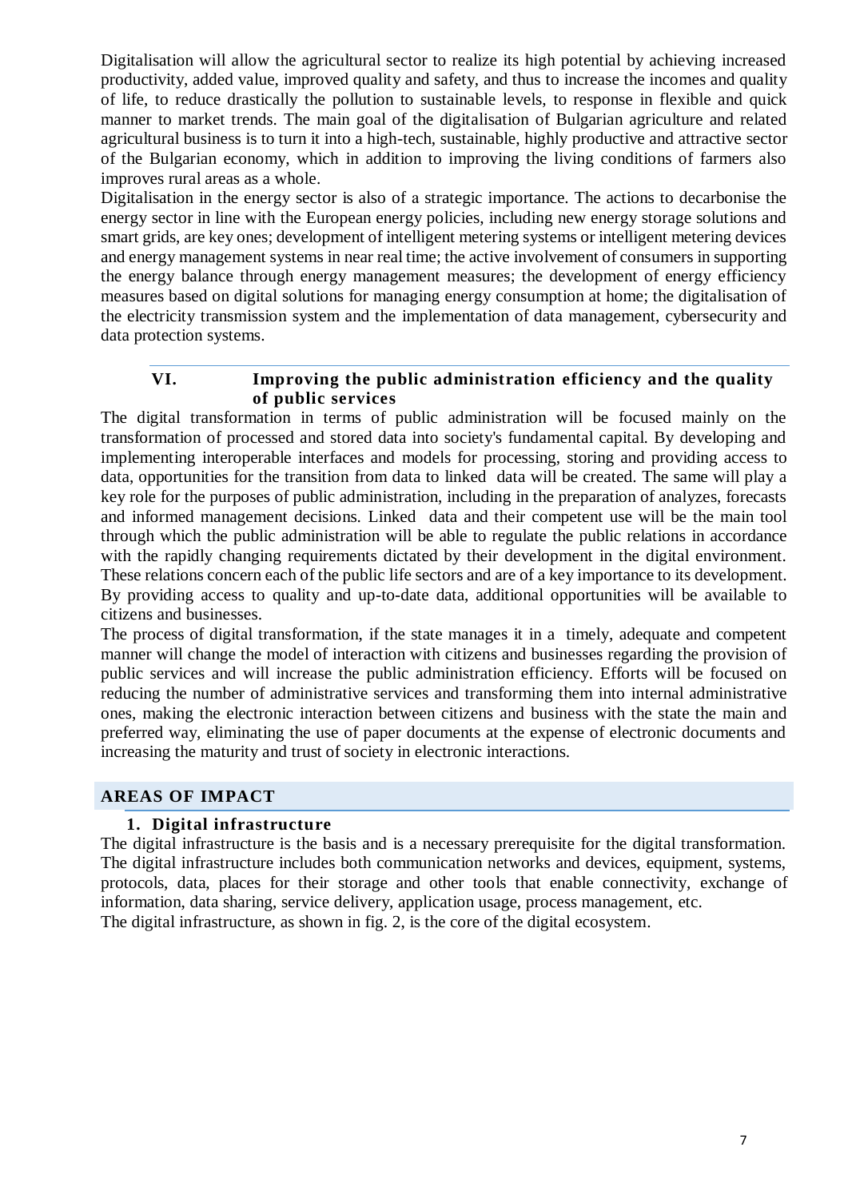Digitalisation will allow the agricultural sector to realize its high potential by achieving increased productivity, added value, improved quality and safety, and thus to increase the incomes and quality of life, to reduce drastically the pollution to sustainable levels, to response in flexible and quick manner to market trends. The main goal of the digitalisation of Bulgarian agriculture and related agricultural business is to turn it into a high-tech, sustainable, highly productive and attractive sector of the Bulgarian economy, which in addition to improving the living conditions of farmers also improves rural areas as a whole.

Digitalisation in the energy sector is also of a strategic importance. The actions to decarbonise the energy sector in line with the European energy policies, including new energy storage solutions and smart grids, are key ones; development of intelligent metering systems or intelligent metering devices and energy management systems in near real time; the active involvement of consumers in supporting the energy balance through energy management measures; the development of energy efficiency measures based on digital solutions for managing energy consumption at home; the digitalisation of the electricity transmission system and the implementation of data management, cybersecurity and data protection systems.

### VI. Improving the public administration efficiency and the quality of public services

The digital transformation in terms of public administration will be focused mainly on the transformation of processed and stored data into society's fundamental capital. By developing and implementing interoperable interfaces and models for processing, storing and providing access to data, opportunities for the transition from data to linked data will be created. The same will play a key role for the purposes of public administration, including in the preparation of analyzes, forecasts and informed management decisions. Linked data and their competent use will be the main tool through which the public administration will be able to regulate the public relations in accordance with the rapidly changing requirements dictated by their development in the digital environment. These relations concern each of the public life sectors and are of a key importance to its development. By providing access to quality and up-to-date data, additional opportunities will be available to citizens and businesses.

The process of digital transformation, if the state manages it in a timely, adequate and competent manner will change the model of interaction with citizens and businesses regarding the provision of public services and will increase the public administration efficiency. Efforts will be focused on reducing the number of administrative services and transforming them into internal administrative ones, making the electronic interaction between citizens and business with the state the main and preferred way, eliminating the use of paper documents at the expense of electronic documents and increasing the maturity and trust of society in electronic interactions.

## AREAS OF IMPACT

### 1. Digital infrastructure

The digital infrastructure is the basis and is a necessary prerequisite for the digital transformation. The digital infrastructure includes both communication networks and devices, equipment, systems, protocols, data, places for their storage and other tools that enable connectivity, exchange of information, data sharing, service delivery, application usage, process management, etc.

The digital infrastructure, as shown in fig. 2, is the core of the digital ecosystem.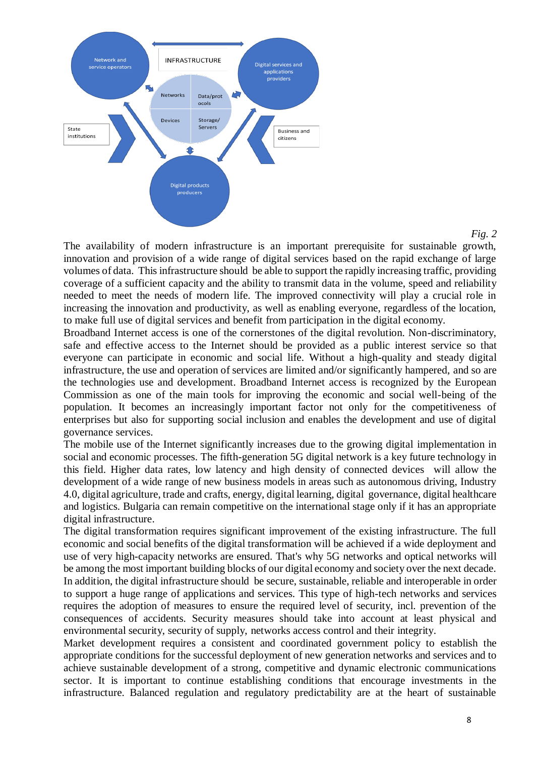*Fig. 2*

The availability of modern infrastructure is an important prerequisite for sustainable growth, innovation and provision of a wide range of digital services based on the rapid exchange of large volumes of data. This infrastructure should be able to support the rapidly increasing traffic, providing coverage of a sufficient capacity and the ability to transmit data in the volume, speed and reliability needed to meet the needs of modern life. The improved connectivity will play a crucial role in increasing the innovation and productivity, as well as enabling everyone, regardless of the location, to make full use of digital services and benefit from participation in the digital economy.

Broadband Internet access is one of the cornerstones of the digital revolution. Non-discriminatory, safe and effective access to the Internet should be provided as a public interest service so that everyone can participate in economic and social life. Without a high-quality and steady digital infrastructure, the use and operation of services are limited and/or significantly hampered, and so are the technologies use and development. Broadband Internet access is recognized by the European Commission as one of the main tools for improving the economic and social well-being of the population. It becomes an increasingly important factor not only for the competitiveness of enterprises but also for supporting social inclusion and enables the development and use of digital governance services.

The mobile use of the Internet significantly increases due to the growing digital implementation in social and economic processes. The fifth-generation 5G digital network is a key future technology in this field. Higher data rates, low latency and high density of connected devices will allow the development of a wide range of new business models in areas such as autonomous driving, Industry 4.0, digital agriculture, trade and crafts, energy, digital learning, digital governance, digital healthcare and logistics. Bulgaria can remain competitive on the international stage only if it has an appropriate digital infrastructure.

The digital transformation requires significant improvement of the existing infrastructure. The full economic and social benefits of the digital transformation will be achieved if a wide deployment and use of very high-capacity networks are ensured. That's why 5G networks and optical networks will be among the most important building blocks of our digital economy and society over the next decade. In addition, the digital infrastructure should be secure, sustainable, reliable and interoperable in order to support a huge range of applications and services. This type of high-tech networks and services requires the adoption of measures to ensure the required level of security, incl. prevention of the consequences of accidents. Security measures should take into account at least physical and environmental security, security of supply, networks access control and their integrity.

Market development requires a consistent and coordinated government policy to establish the appropriate conditions for the successful deployment of new generation networks and services and to achieve sustainable development of a strong, competitive and dynamic electronic communications sector. It is important to continue establishing conditions that encourage investments in the infrastructure. Balanced regulation and regulatory predictability are at the heart of sustainable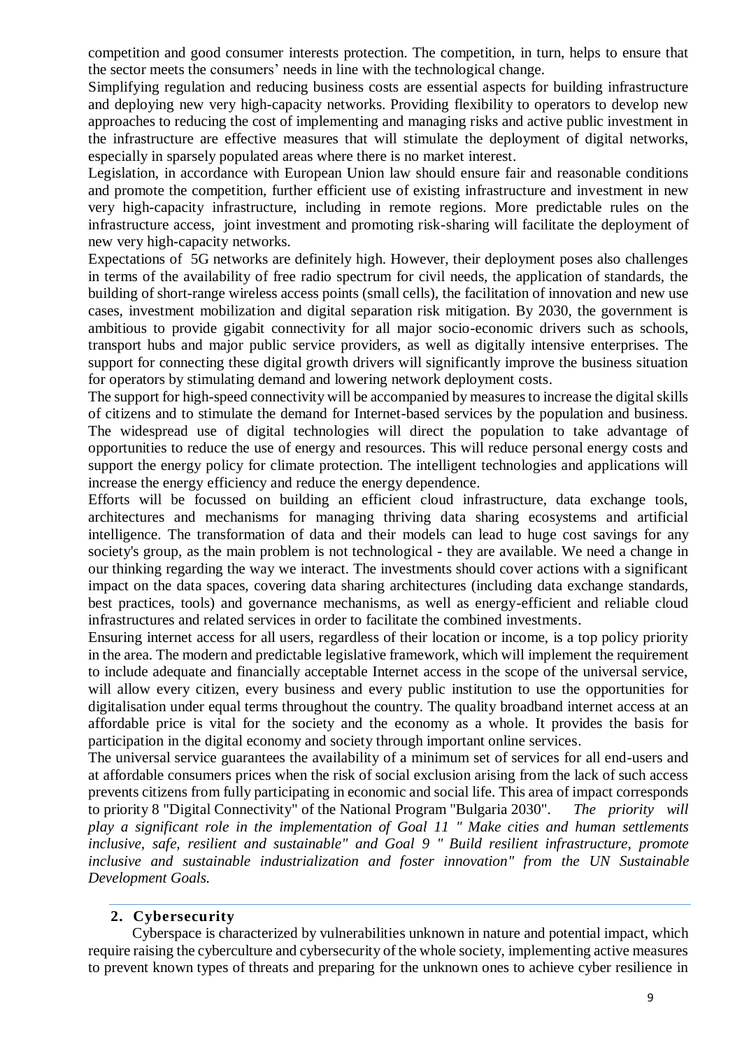competition and good consumer interests protection. The competition, in turn, helps to ensure that the sector meets the consumers' needs in line with the technological change.

Simplifying regulation and reducing business costs are essential aspects for building infrastructure and deploying new very high-capacity networks. Providing flexibility to operators to develop new approaches to reducing the cost of implementing and managing risks and active public investment in the infrastructure are effective measures that will stimulate the deployment of digital networks, especially in sparsely populated areas where there is no market interest.

Legislation, in accordance with European Union law should ensure fair and reasonable conditions and promote the competition, further efficient use of existing infrastructure and investment in new very high-capacity infrastructure, including in remote regions. More predictable rules on the infrastructure access, joint investment and promoting risk-sharing will facilitate the deployment of new very high-capacity networks.

Expectations of 5G networks are definitely high. However, their deployment poses also challenges in terms of the availability of free radio spectrum for civil needs, the application of standards, the building of short-range wireless access points (small cells), the facilitation of innovation and new use cases, investment mobilization and digital separation risk mitigation. By 2030, the government is ambitious to provide gigabit connectivity for all major socio-economic drivers such as schools, transport hubs and major public service providers, as well as digitally intensive enterprises. The support for connecting these digital growth drivers will significantly improve the business situation for operators by stimulating demand and lowering network deployment costs.

The support for high-speed connectivity will be accompanied by measures to increase the digital skills of citizens and to stimulate the demand for Internet-based services by the population and business. The widespread use of digital technologies will direct the population to take advantage of opportunities to reduce the use of energy and resources. This will reduce personal energy costs and support the energy policy for climate protection. The intelligent technologies and applications will increase the energy efficiency and reduce the energy dependence.

Efforts will be focussed on building an efficient cloud infrastructure, data exchange tools, architectures and mechanisms for managing thriving data sharing ecosystems and artificial intelligence. The transformation of data and their models can lead to huge cost savings for any society's group, as the main problem is not technological - they are available. We need a change in our thinking regarding the way we interact. The investments should cover actions with a significant impact on the data spaces, covering data sharing architectures (including data exchange standards, best practices, tools) and governance mechanisms, as well as energy-efficient and reliable cloud infrastructures and related services in order to facilitate the combined investments.

Ensuring internet access for all users, regardless of their location or income, is a top policy priority in the area. The modern and predictable legislative framework, which will implement the requirement to include adequate and financially acceptable Internet access in the scope of the universal service, will allow every citizen, every business and every public institution to use the opportunities for digitalisation under equal terms throughout the country. The quality broadband internet access at an affordable price is vital for the society and the economy as a whole. It provides the basis for participation in the digital economy and society through important online services.

The universal service guarantees the availability of a minimum set of services for all end-users and at affordable consumers prices when the risk of social exclusion arising from the lack of such access prevents citizens from fully participating in economic and social life. This area of impact corresponds to priority 8 "Digital Connectivity" of the National Program "Bulgaria 2030". *The priority will play a significant role in the implementation of Goal 11 " Make cities and human settlements inclusive, safe, resilient and sustainable" and Goal 9 " Build resilient infrastructure, promote inclusive and sustainable industrialization and foster innovation" from the UN Sustainable Development Goals.*

## 2. Cybersecurity

Cyberspace is characterized by vulnerabilities unknown in nature and potential impact, which require raising the cyberculture and cybersecurity of the whole society, implementing active measures to prevent known types of threats and preparing for the unknown ones to achieve cyber resilience in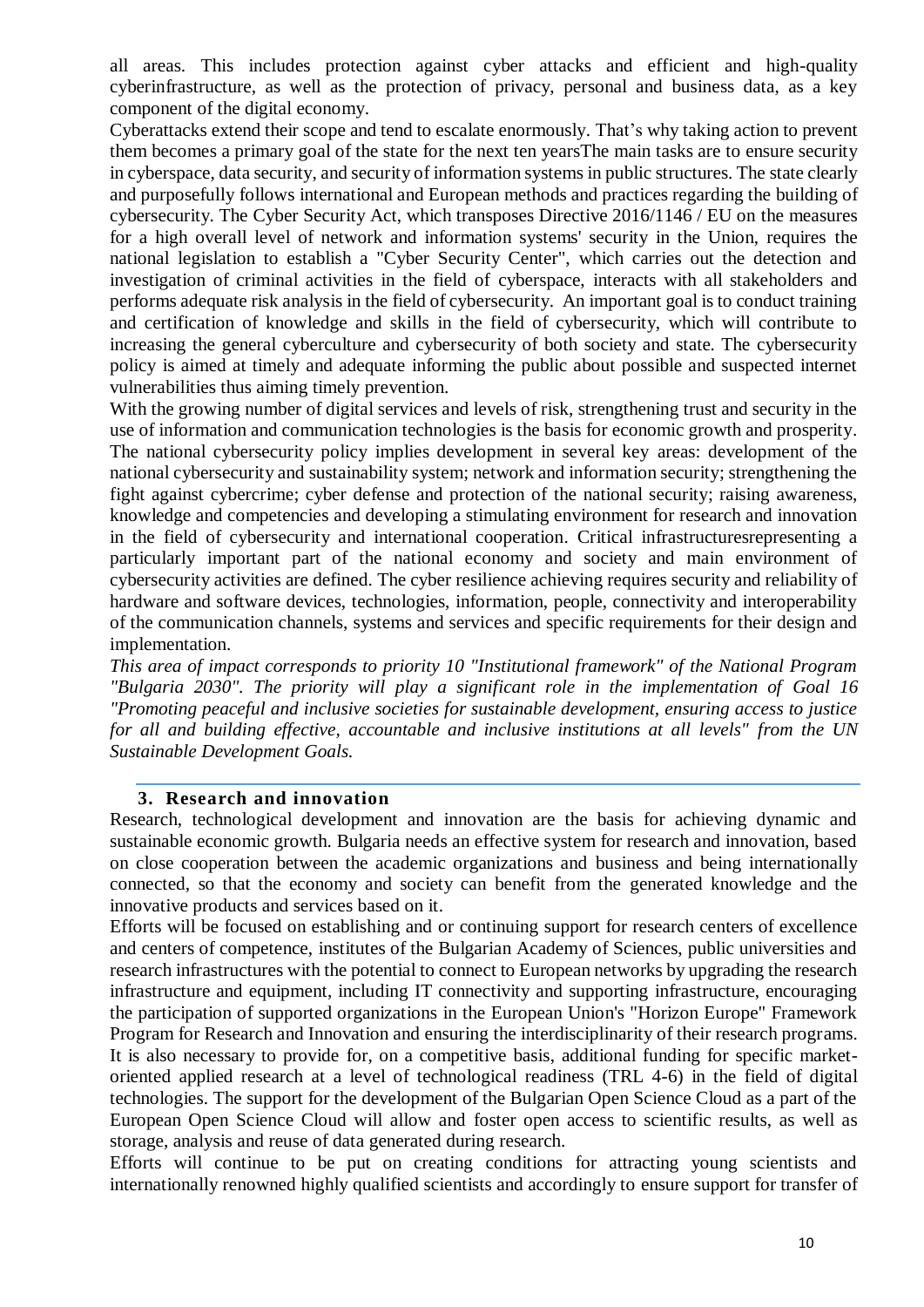all areas. This includes protection against cyber attacks and efficient and high-quality cyberinfrastructure, as well as the protection of privacy, personal and business data, as a key component of the digital economy.

Cyberattacks extend their scope and tend to escalate enormously. That's why taking action to prevent them becomes a primary goal of the state for the next ten yearsThe main tasks are to ensure security in cyberspace, data security, and security of information systems in public structures. The state clearly and purposefully follows international and European methods and practices regarding the building of cybersecurity. The Cyber Security Act, which transposes Directive 2016/1146 / EU on the measures for a high overall level of network and information systems' security in the Union, requires the national legislation to establish a "Cyber Security Center", which carries out the detection and investigation of criminal activities in the field of cyberspace, interacts with all stakeholders and performs adequate risk analysis in the field of cybersecurity. An important goal is to conduct training and certification of knowledge and skills in the field of cybersecurity, which will contribute to increasing the general cyberculture and cybersecurity of both society and state. The cybersecurity policy is aimed at timely and adequate informing the public about possible and suspected internet vulnerabilities thus aiming timely prevention.

With the growing number of digital services and levels of risk, strengthening trust and security in the use of information and communication technologies is the basis for economic growth and prosperity. The national cybersecurity policy implies development in several key areas: development of the national cybersecurity and sustainability system; network and information security; strengthening the fight against cybercrime; cyber defense and protection of the national security; raising awareness, knowledge and competencies and developing a stimulating environment for research and innovation in the field of cybersecurity and international cooperation. Critical infrastructuresrepresenting a particularly important part of the national economy and society and main environment of cybersecurity activities are defined. The cyber resilience achieving requires security and reliability of hardware and software devices, technologies, information, people, connectivity and interoperability of the communication channels, systems and services and specific requirements for their design and implementation.

*This area of impact corresponds to priority 10 "Institutional framework" of the National Program "Bulgaria 2030". The priority will play a significant role in the implementation of Goal 16 "Promoting peaceful and inclusive societies for sustainable development, ensuring access to justice for all and building effective, accountable and inclusive institutions at all levels" from the UN Sustainable Development Goals.*

### 3. Research and innovation

Research, technological development and innovation are the basis for achieving dynamic and sustainable economic growth. Bulgaria needs an effective system for research and innovation, based on close cooperation between the academic organizations and business and being internationally connected, so that the economy and society can benefit from the generated knowledge and the innovative products and services based on it.

Efforts will be focused on establishing and or continuing support for research centers of excellence and centers of competence, institutes of the Bulgarian Academy of Sciences, public universities and research infrastructures with the potential to connect to European networks by upgrading the research infrastructure and equipment, including IT connectivity and supporting infrastructure, encouraging the participation of supported organizations in the European Union's "Horizon Europe" Framework Program for Research and Innovation and ensuring the interdisciplinarity of their research programs. It is also necessary to provide for, on a competitive basis, additional funding for specific market-oriented applied research at a level of technological readiness (TRL 4-6) in the field of digital technologies. The support for the development of the Bulgarian Open Science Cloud as a part of the European Open Science Cloud will allow and foster open access to scientific results, as well as storage, analysis and reuse of data generated during research.

Efforts will continue to be put on creating conditions for attracting young scientists and internationally renowned highly qualified scientists and accordingly to ensure support for transfer of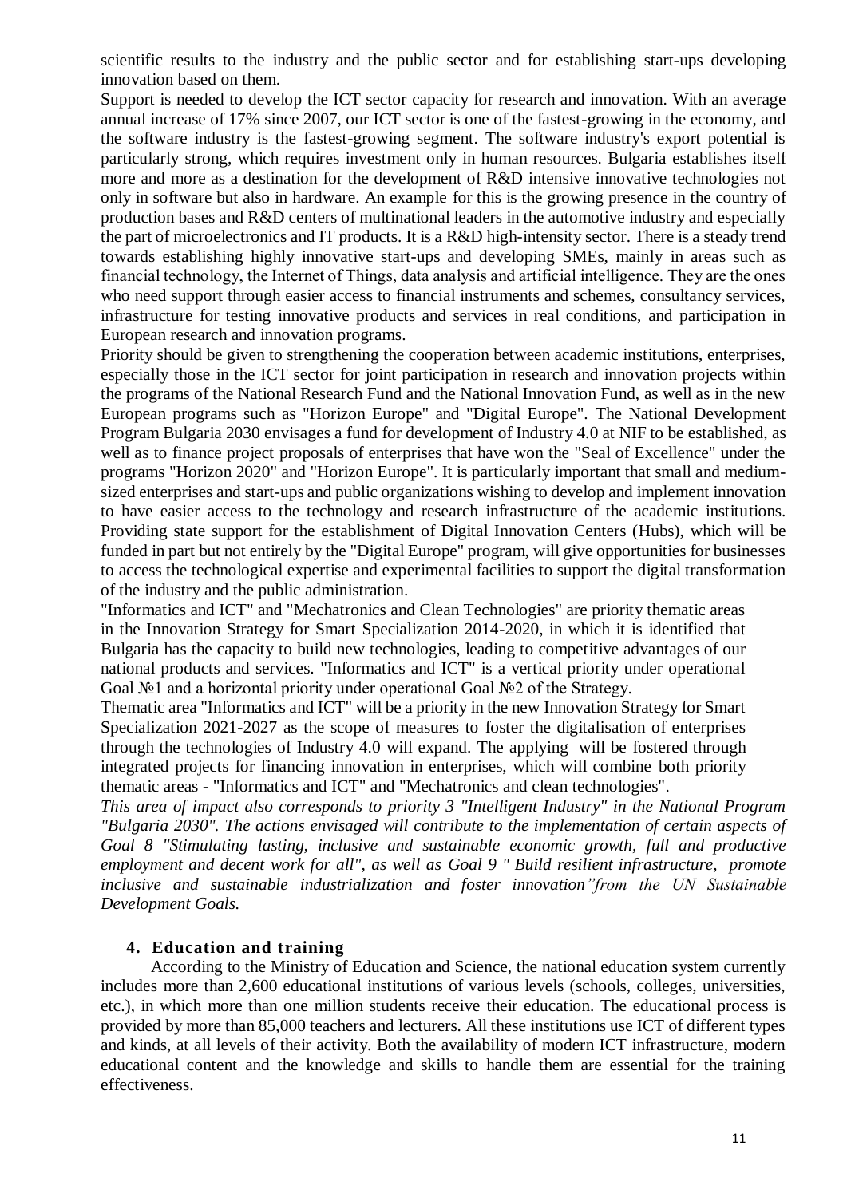scientific results to the industry and the public sector and for establishing start-ups developing innovation based on them.

Support is needed to develop the ICT sector capacity for research and innovation. With an average annual increase of 17% since 2007, our ICT sector is one of the fastest-growing in the economy, and the software industry is the fastest-growing segment. The software industry's export potential is particularly strong, which requires investment only in human resources. Bulgaria establishes itself more and more as a destination for the development of R&D intensive innovative technologies not only in software but also in hardware. An example for this is the growing presence in the country of production bases and R&D centers of multinational leaders in the automotive industry and especially the part of microelectronics and IT products. It is a R&D high-intensity sector. There is a steady trend towards establishing highly innovative start-ups and developing SMEs, mainly in areas such as financial technology, the Internet of Things, data analysis and artificial intelligence. They are the ones who need support through easier access to financial instruments and schemes, consultancy services, infrastructure for testing innovative products and services in real conditions, and participation in European research and innovation programs.

Priority should be given to strengthening the cooperation between academic institutions, enterprises, especially those in the ICT sector for joint participation in research and innovation projects within the programs of the National Research Fund and the National Innovation Fund, as well as in the new European programs such as "Horizon Europe" and "Digital Europe". The National Development Program Bulgaria 2030 envisages a fund for development of Industry 4.0 at NIF to be established, as well as to finance project proposals of enterprises that have won the "Seal of Excellence" under the programs "Horizon 2020" and "Horizon Europe". It is particularly important that small and medium-sized enterprises and start-ups and public organizations wishing to develop and implement innovation to have easier access to the technology and research infrastructure of the academic institutions. Providing state support for the establishment of Digital Innovation Centers (Hubs), which will be funded in part but not entirely by the "Digital Europe" program, will give opportunities for businesses to access the technological expertise and experimental facilities to support the digital transformation of the industry and the public administration.

"Informatics and ICT" and "Mechatronics and Clean Technologies" are priority thematic areas in the Innovation Strategy for Smart Specialization 2014-2020, in which it is identified that Bulgaria has the capacity to build new technologies, leading to competitive advantages of our national products and services. "Informatics and ICT" is a vertical priority under operational Goal №1 and a horizontal priority under operational Goal №2 of the Strategy.

Thematic area "Informatics and ICT" will be a priority in the new Innovation Strategy for Smart Specialization 2021-2027 as the scope of measures to foster the digitalisation of enterprises through the technologies of Industry 4.0 will expand. The applying will be fostered through integrated projects for financing innovation in enterprises, which will combine both priority thematic areas - "Informatics and ICT" and "Mechatronics and clean technologies".

*This area of impact also corresponds to priority 3 "Intelligent Industry" in the National Program "Bulgaria 2030". The actions envisaged will contribute to the implementation of certain aspects of Goal 8 "Stimulating lasting, inclusive and sustainable economic growth, full and productive employment and decent work for all", as well as Goal 9 " Build resilient infrastructure, promote inclusive and sustainable industrialization and foster innovation"from the UN Sustainable Development Goals.*

## 4. Education and training

According to the Ministry of Education and Science, the national education system currently includes more than 2,600 educational institutions of various levels (schools, colleges, universities, etc.), in which more than one million students receive their education. The educational process is provided by more than 85,000 teachers and lecturers. All these institutions use ICT of different types and kinds, at all levels of their activity. Both the availability of modern ICT infrastructure, modern educational content and the knowledge and skills to handle them are essential for the training effectiveness.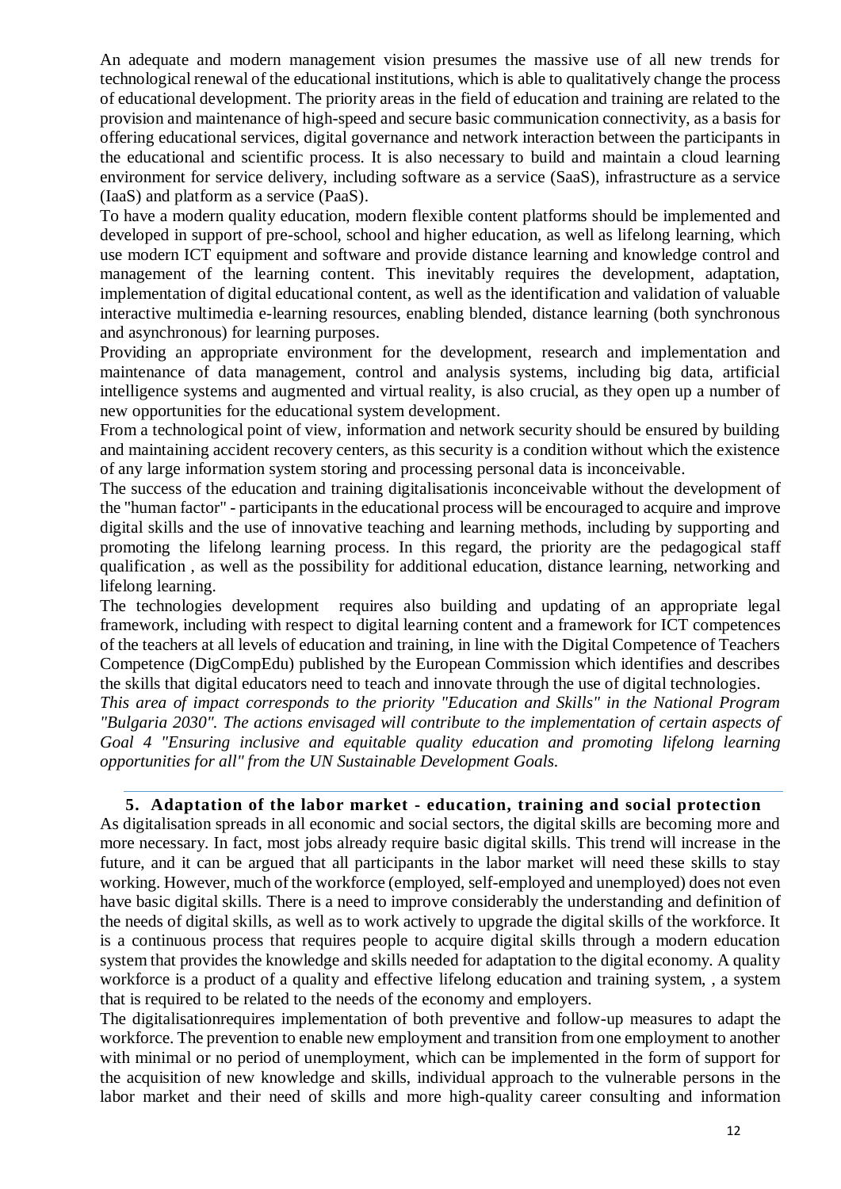An adequate and modern management vision presumes the massive use of all new trends for technological renewal of the educational institutions, which is able to qualitatively change the process of educational development. The priority areas in the field of education and training are related to the provision and maintenance of high-speed and secure basic communication connectivity, as a basis for offering educational services, digital governance and network interaction between the participants in the educational and scientific process. It is also necessary to build and maintain a cloud learning environment for service delivery, including software as a service (SaaS), infrastructure as a service (IaaS) and platform as a service (PaaS).

To have a modern quality education, modern flexible content platforms should be implemented and developed in support of pre-school, school and higher education, as well as lifelong learning, which use modern ICT equipment and software and provide distance learning and knowledge control and management of the learning content. This inevitably requires the development, adaptation, implementation of digital educational content, as well as the identification and validation of valuable interactive multimedia e-learning resources, enabling blended, distance learning (both synchronous and asynchronous) for learning purposes.

Providing an appropriate environment for the development, research and implementation and maintenance of data management, control and analysis systems, including big data, artificial intelligence systems and augmented and virtual reality, is also crucial, as they open up a number of new opportunities for the educational system development.

From a technological point of view, information and network security should be ensured by building and maintaining accident recovery centers, as this security is a condition without which the existence of any large information system storing and processing personal data is inconceivable.

The success of the education and training digitalisationis inconceivable without the development of the "human factor" - participants in the educational process will be encouraged to acquire and improve digital skills and the use of innovative teaching and learning methods, including by supporting and promoting the lifelong learning process. In this regard, the priority are the pedagogical staff qualification , as well as the possibility for additional education, distance learning, networking and lifelong learning.

The technologies development requires also building and updating of an appropriate legal framework, including with respect to digital learning content and a framework for ICT competences of the teachers at all levels of education and training, in line with the Digital Competence of Teachers Competence (DigCompEdu) published by the European Commission which identifies and describes the skills that digital educators need to teach and innovate through the use of digital technologies.

*This area of impact corresponds to the priority "Education and Skills" in the National Program "Bulgaria 2030". The actions envisaged will contribute to the implementation of certain aspects of Goal 4 "Ensuring inclusive and equitable quality education and promoting lifelong learning opportunities for all" from the UN Sustainable Development Goals.*

## 5. Adaptation of the labor market - education, training and social protection

As digitalisation spreads in all economic and social sectors, the digital skills are becoming more and more necessary. In fact, most jobs already require basic digital skills. This trend will increase in the future, and it can be argued that all participants in the labor market will need these skills to stay working. However, much of the workforce (employed, self-employed and unemployed) does not even have basic digital skills. There is a need to improve considerably the understanding and definition of the needs of digital skills, as well as to work actively to upgrade the digital skills of the workforce. It is a continuous process that requires people to acquire digital skills through a modern education system that provides the knowledge and skills needed for adaptation to the digital economy. A quality workforce is a product of a quality and effective lifelong education and training system, , a system that is required to be related to the needs of the economy and employers.

The digitalisationrequires implementation of both preventive and follow-up measures to adapt the workforce. The prevention to enable new employment and transition from one employment to another with minimal or no period of unemployment, which can be implemented in the form of support for the acquisition of new knowledge and skills, individual approach to the vulnerable persons in the labor market and their need of skills and more high-quality career consulting and information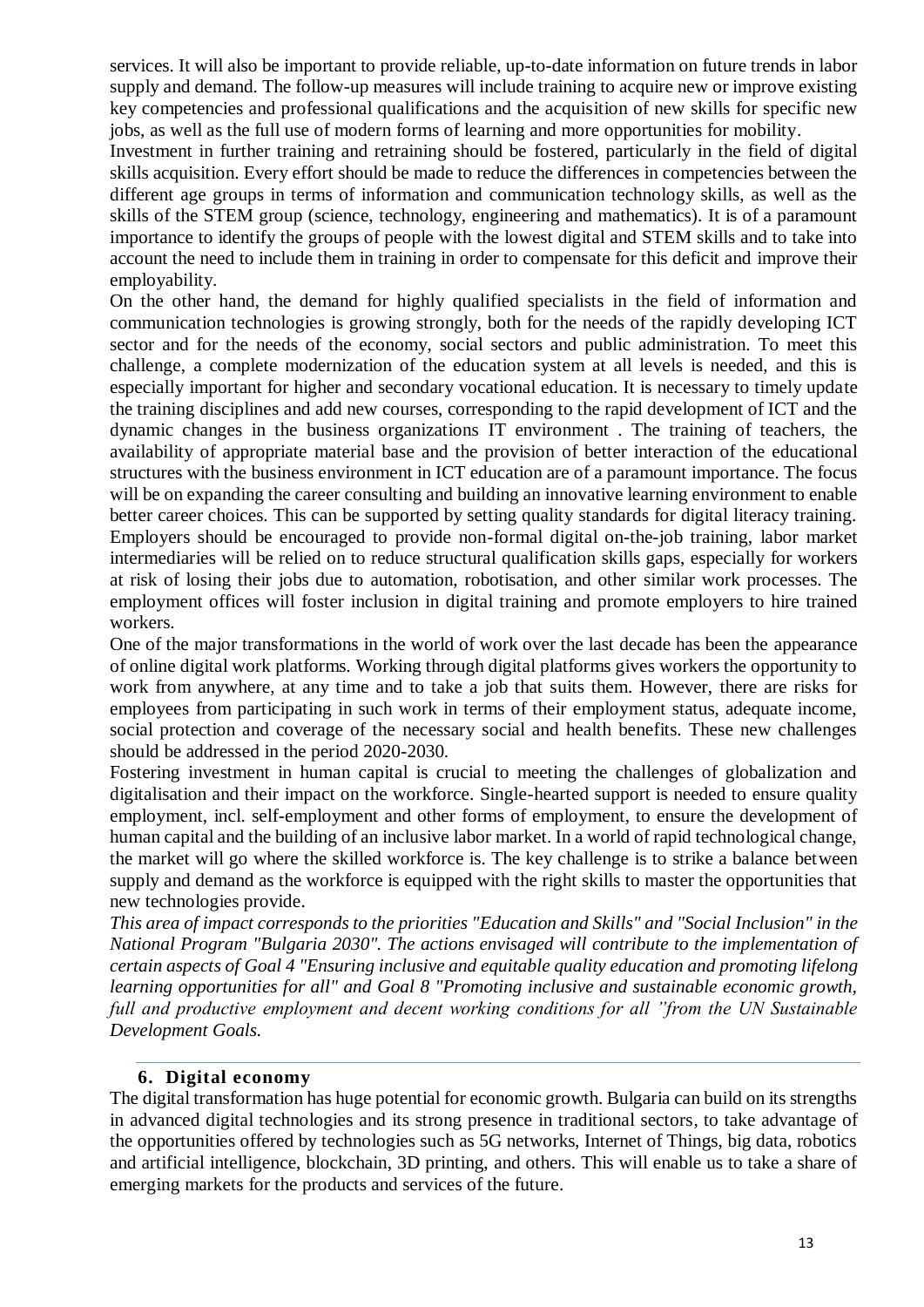services. It will also be important to provide reliable, up-to-date information on future trends in labor supply and demand. The follow-up measures will include training to acquire new or improve existing key competencies and professional qualifications and the acquisition of new skills for specific new jobs, as well as the full use of modern forms of learning and more opportunities for mobility.

Investment in further training and retraining should be fostered, particularly in the field of digital skills acquisition. Every effort should be made to reduce the differences in competencies between the different age groups in terms of information and communication technology skills, as well as the skills of the STEM group (science, technology, engineering and mathematics). It is of a paramount importance to identify the groups of people with the lowest digital and STEM skills and to take into account the need to include them in training in order to compensate for this deficit and improve their employability.

On the other hand, the demand for highly qualified specialists in the field of information and communication technologies is growing strongly, both for the needs of the rapidly developing ICT sector and for the needs of the economy, social sectors and public administration. To meet this challenge, a complete modernization of the education system at all levels is needed, and this is especially important for higher and secondary vocational education. It is necessary to timely update the training disciplines and add new courses, corresponding to the rapid development of ICT and the dynamic changes in the business organizations IT environment . The training of teachers, the availability of appropriate material base and the provision of better interaction of the educational structures with the business environment in ICT education are of a paramount importance. The focus will be on expanding the career consulting and building an innovative learning environment to enable better career choices. This can be supported by setting quality standards for digital literacy training. Employers should be encouraged to provide non-formal digital on-the-job training, labor market intermediaries will be relied on to reduce structural qualification skills gaps, especially for workers at risk of losing their jobs due to automation, robotisation, and other similar work processes. The employment offices will foster inclusion in digital training and promote employers to hire trained workers.

One of the major transformations in the world of work over the last decade has been the appearance of online digital work platforms. Working through digital platforms gives workers the opportunity to work from anywhere, at any time and to take a job that suits them. However, there are risks for employees from participating in such work in terms of their employment status, adequate income, social protection and coverage of the necessary social and health benefits. These new challenges should be addressed in the period 2020-2030.

Fostering investment in human capital is crucial to meeting the challenges of globalization and digitalisation and their impact on the workforce. Single-hearted support is needed to ensure quality employment, incl. self-employment and other forms of employment, to ensure the development of human capital and the building of an inclusive labor market. In a world of rapid technological change, the market will go where the skilled workforce is. The key challenge is to strike a balance between supply and demand as the workforce is equipped with the right skills to master the opportunities that new technologies provide.

*This area of impact corresponds to the priorities "Education and Skills" and "Social Inclusion" in the National Program "Bulgaria 2030". The actions envisaged will contribute to the implementation of certain aspects of Goal 4 "Ensuring inclusive and equitable quality education and promoting lifelong learning opportunities for all" and Goal 8 "Promoting inclusive and sustainable economic growth, full and productive employment and decent working conditions for all "from the UN Sustainable Development Goals.*

## 6. Digital economy

The digital transformation has huge potential for economic growth. Bulgaria can build on its strengths in advanced digital technologies and its strong presence in traditional sectors, to take advantage of the opportunities offered by technologies such as 5G networks, Internet of Things, big data, robotics and artificial intelligence, blockchain, 3D printing, and others. This will enable us to take a share of emerging markets for the products and services of the future.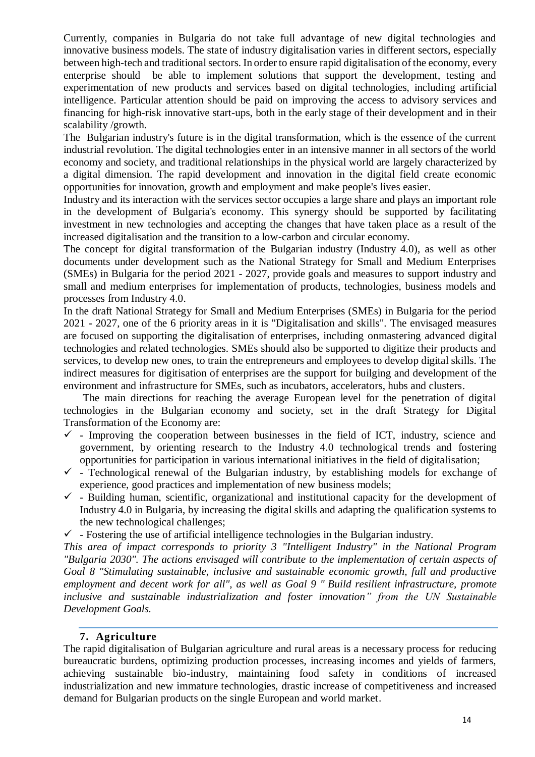Currently, companies in Bulgaria do not take full advantage of new digital technologies and innovative business models. The state of industry digitalisation varies in different sectors, especially between high-tech and traditional sectors. In order to ensure rapid digitalisation of the economy, every enterprise should be able to implement solutions that support the development, testing and experimentation of new products and services based on digital technologies, including artificial intelligence. Particular attention should be paid on improving the access to advisory services and financing for high-risk innovative start-ups, both in the early stage of their development and in their scalability /growth.

The Bulgarian industry's future is in the digital transformation, which is the essence of the current industrial revolution. The digital technologies enter in an intensive manner in all sectors of the world economy and society, and traditional relationships in the physical world are largely characterized by a digital dimension. The rapid development and innovation in the digital field create economic opportunities for innovation, growth and employment and make people's lives easier.

Industry and its interaction with the services sector occupies a large share and plays an important role in the development of Bulgaria's economy. This synergy should be supported by facilitating investment in new technologies and accepting the changes that have taken place as a result of the increased digitalisation and the transition to a low-carbon and circular economy.

The concept for digital transformation of the Bulgarian industry (Industry 4.0), as well as other documents under development such as the National Strategy for Small and Medium Enterprises (SMEs) in Bulgaria for the period 2021 - 2027, provide goals and measures to support industry and small and medium enterprises for implementation of products, technologies, business models and processes from Industry 4.0.

In the draft National Strategy for Small and Medium Enterprises (SMEs) in Bulgaria for the period 2021 - 2027, one of the 6 priority areas in it is "Digitalisation and skills". The envisaged measures are focused on supporting the digitalisation of enterprises, including onmastering advanced digital technologies and related technologies. SMEs should also be supported to digitize their products and services, to develop new ones, to train the entrepreneurs and employees to develop digital skills. The indirect measures for digitisation of enterprises are the support for builging and development of the environment and infrastructure for SMEs, such as incubators, accelerators, hubs and clusters.

The main directions for reaching the average European level for the penetration of digital technologies in the Bulgarian economy and society, set in the draft Strategy for Digital Transformation of the Economy are:

- ✓ - Improving the cooperation between businesses in the field of ICT, industry, science and government, by orienting research to the Industry 4.0 technological trends and fostering opportunities for participation in various international initiatives in the field of digitalisation;
- ✓ - Technological renewal of the Bulgarian industry, by establishing models for exchange of experience, good practices and implementation of new business models;
- ✓ - Building human, scientific, organizational and institutional capacity for the development of Industry 4.0 in Bulgaria, by increasing the digital skills and adapting the qualification systems to the new technological challenges;
- ✓ - Fostering the use of artificial intelligence technologies in the Bulgarian industry.

*This area of impact corresponds to priority 3 "Intelligent Industry" in the National Program "Bulgaria 2030". The actions envisaged will contribute to the implementation of certain aspects of Goal 8 "Stimulating sustainable, inclusive and sustainable economic growth, full and productive employment and decent work for all", as well as Goal 9 " Build resilient infrastructure, promote inclusive and sustainable industrialization and foster innovation" from the UN Sustainable Development Goals.*

## 7. Agriculture

The rapid digitalisation of Bulgarian agriculture and rural areas is a necessary process for reducing bureaucratic burdens, optimizing production processes, increasing incomes and yields of farmers, achieving sustainable bio-industry, maintaining food safety in conditions of increased industrialization and new immature technologies, drastic increase of competitiveness and increased demand for Bulgarian products on the single European and world market.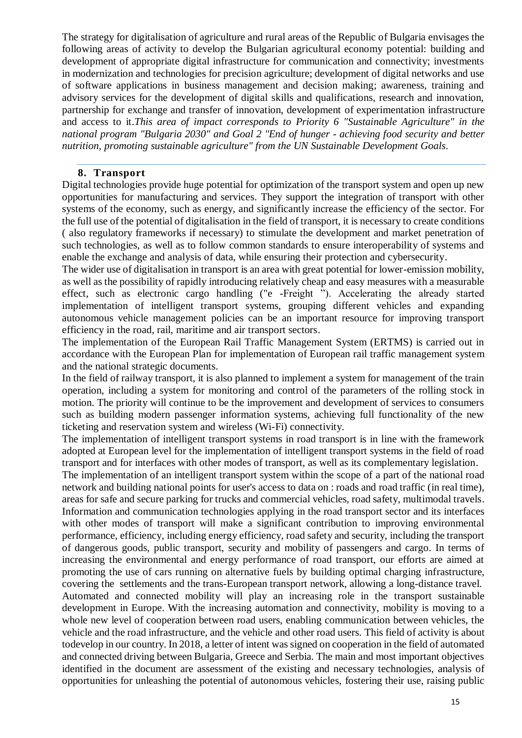The strategy for digitalisation of agriculture and rural areas of the Republic of Bulgaria envisages the following areas of activity to develop the Bulgarian agricultural economy potential: building and development of appropriate digital infrastructure for communication and connectivity; investments in modernization and technologies for precision agriculture; development of digital networks and use of software applications in business management and decision making; awareness, training and advisory services for the development of digital skills and qualifications, research and innovation, partnership for exchange and transfer of innovation, development of experimentation infrastructure and access to it.*This area of impact corresponds to Priority 6 "Sustainable Agriculture" in the national program "Bulgaria 2030" and Goal 2 "End of hunger - achieving food security and better nutrition, promoting sustainable agriculture" from the UN Sustainable Development Goals.*

## 8. Transport

Digital technologies provide huge potential for optimization of the transport system and open up new opportunities for manufacturing and services. They support the integration of transport with other systems of the economy, such as energy, and significantly increase the efficiency of the sector. For the full use of the potential of digitalisation in the field of transport, it is necessary to create conditions ( also regulatory frameworks if necessary) to stimulate the development and market penetration of such technologies, as well as to follow common standards to ensure interoperability of systems and enable the exchange and analysis of data, while ensuring their protection and cybersecurity.

The wider use of digitalisation in transport is an area with great potential for lower-emission mobility, as well as the possibility of rapidly introducing relatively cheap and easy measures with a measurable effect, such as electronic cargo handling ("e -Freight "). Accelerating the already started implementation of intelligent transport systems, grouping different vehicles and expanding autonomous vehicle management policies can be an important resource for improving transport efficiency in the road, rail, maritime and air transport sectors.

The implementation of the European Rail Traffic Management System (ERTMS) is carried out in accordance with the European Plan for implementation of European rail traffic management system and the national strategic documents.

In the field of railway transport, it is also planned to implement a system for management of the train operation, including a system for monitoring and control of the parameters of the rolling stock in motion. The priority will continue to be the improvement and development of services to consumers such as building modern passenger information systems, achieving full functionality of the new ticketing and reservation system and wireless (Wi-Fi) connectivity.

The implementation of intelligent transport systems in road transport is in line with the framework adopted at European level for the implementation of intelligent transport systems in the field of road transport and for interfaces with other modes of transport, as well as its complementary legislation.

The implementation of an intelligent transport system within the scope of a part of the national road network and building national points for user's access to data on : roads and road traffic (in real time), areas for safe and secure parking for trucks and commercial vehicles, road safety, multimodal travels. Information and communication technologies applying in the road transport sector and its interfaces with other modes of transport will make a significant contribution to improving environmental performance, efficiency, including energy efficiency, road safety and security, including the transport of dangerous goods, public transport, security and mobility of passengers and cargo. In terms of increasing the environmental and energy performance of road transport, our efforts are aimed at promoting the use of cars running on alternative fuels by building optimal charging infrastructure, covering the settlements and the trans-European transport network, allowing a long-distance travel.

Automated and connected mobility will play an increasing role in the transport sustainable development in Europe. With the increasing automation and connectivity, mobility is moving to a whole new level of cooperation between road users, enabling communication between vehicles, the vehicle and the road infrastructure, and the vehicle and other road users. This field of activity is about todevelop in our country. In 2018, a letter of intent was signed on cooperation in the field of automated and connected driving between Bulgaria, Greece and Serbia. The main and most important objectives identified in the document are assessment of the existing and necessary technologies, analysis of opportunities for unleashing the potential of autonomous vehicles, fostering their use, raising public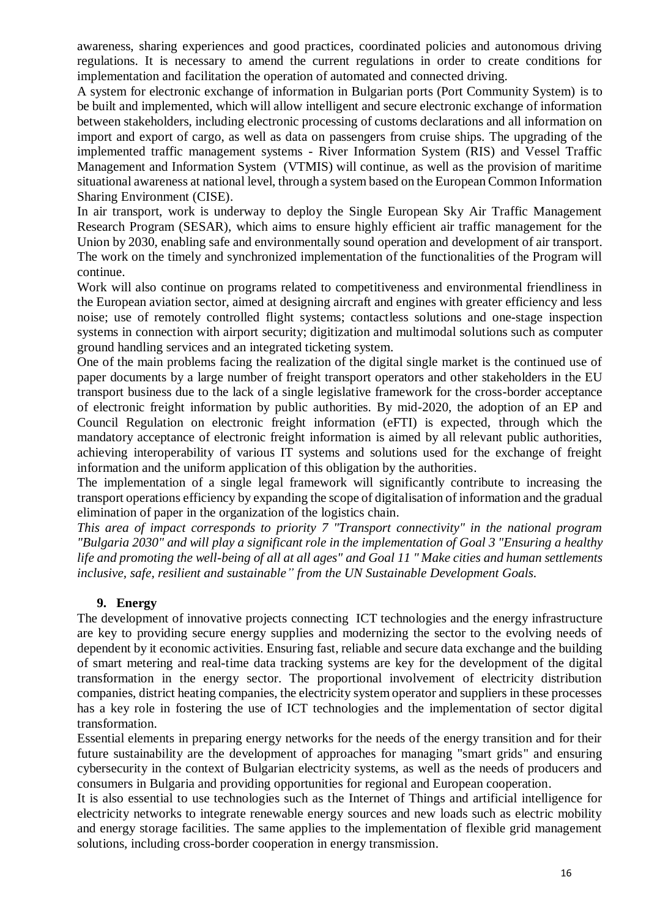awareness, sharing experiences and good practices, coordinated policies and autonomous driving regulations. It is necessary to amend the current regulations in order to create conditions for implementation and facilitation the operation of automated and connected driving.

A system for electronic exchange of information in Bulgarian ports (Port Community System) is to be built and implemented, which will allow intelligent and secure electronic exchange of information between stakeholders, including electronic processing of customs declarations and all information on import and export of cargo, as well as data on passengers from cruise ships. The upgrading of the implemented traffic management systems - River Information System (RIS) and Vessel Traffic Management and Information System (VTMIS) will continue, as well as the provision of maritime situational awareness at national level, through a system based on the European Common Information Sharing Environment (CISE).

In air transport, work is underway to deploy the Single European Sky Air Traffic Management Research Program (SESAR), which aims to ensure highly efficient air traffic management for the Union by 2030, enabling safe and environmentally sound operation and development of air transport. The work on the timely and synchronized implementation of the functionalities of the Program will continue.

Work will also continue on programs related to competitiveness and environmental friendliness in the European aviation sector, aimed at designing aircraft and engines with greater efficiency and less noise; use of remotely controlled flight systems; contactless solutions and one-stage inspection systems in connection with airport security; digitization and multimodal solutions such as computer ground handling services and an integrated ticketing system.

One of the main problems facing the realization of the digital single market is the continued use of paper documents by a large number of freight transport operators and other stakeholders in the EU transport business due to the lack of a single legislative framework for the cross-border acceptance of electronic freight information by public authorities. By mid-2020, the adoption of an EP and Council Regulation on electronic freight information (eFTI) is expected, through which the mandatory acceptance of electronic freight information is aimed by all relevant public authorities, achieving interoperability of various IT systems and solutions used for the exchange of freight information and the uniform application of this obligation by the authorities.

The implementation of a single legal framework will significantly contribute to increasing the transport operations efficiency by expanding the scope of digitalisation of information and the gradual elimination of paper in the organization of the logistics chain.

*This area of impact corresponds to priority 7 "Transport connectivity" in the national program "Bulgaria 2030" and will play a significant role in the implementation of Goal 3 "Ensuring a healthy life and promoting the well-being of all at all ages" and Goal 11 " Make cities and human settlements inclusive, safe, resilient and sustainable" from the UN Sustainable Development Goals.*

## 9. Energy

The development of innovative projects connecting ICT technologies and the energy infrastructure are key to providing secure energy supplies and modernizing the sector to the evolving needs of dependent by it economic activities. Ensuring fast, reliable and secure data exchange and the building of smart metering and real-time data tracking systems are key for the development of the digital transformation in the energy sector. The proportional involvement of electricity distribution companies, district heating companies, the electricity system operator and suppliers in these processes has a key role in fostering the use of ICT technologies and the implementation of sector digital transformation.

Essential elements in preparing energy networks for the needs of the energy transition and for their future sustainability are the development of approaches for managing "smart grids" and ensuring cybersecurity in the context of Bulgarian electricity systems, as well as the needs of producers and consumers in Bulgaria and providing opportunities for regional and European cooperation.

It is also essential to use technologies such as the Internet of Things and artificial intelligence for electricity networks to integrate renewable energy sources and new loads such as electric mobility and energy storage facilities. The same applies to the implementation of flexible grid management solutions, including cross-border cooperation in energy transmission.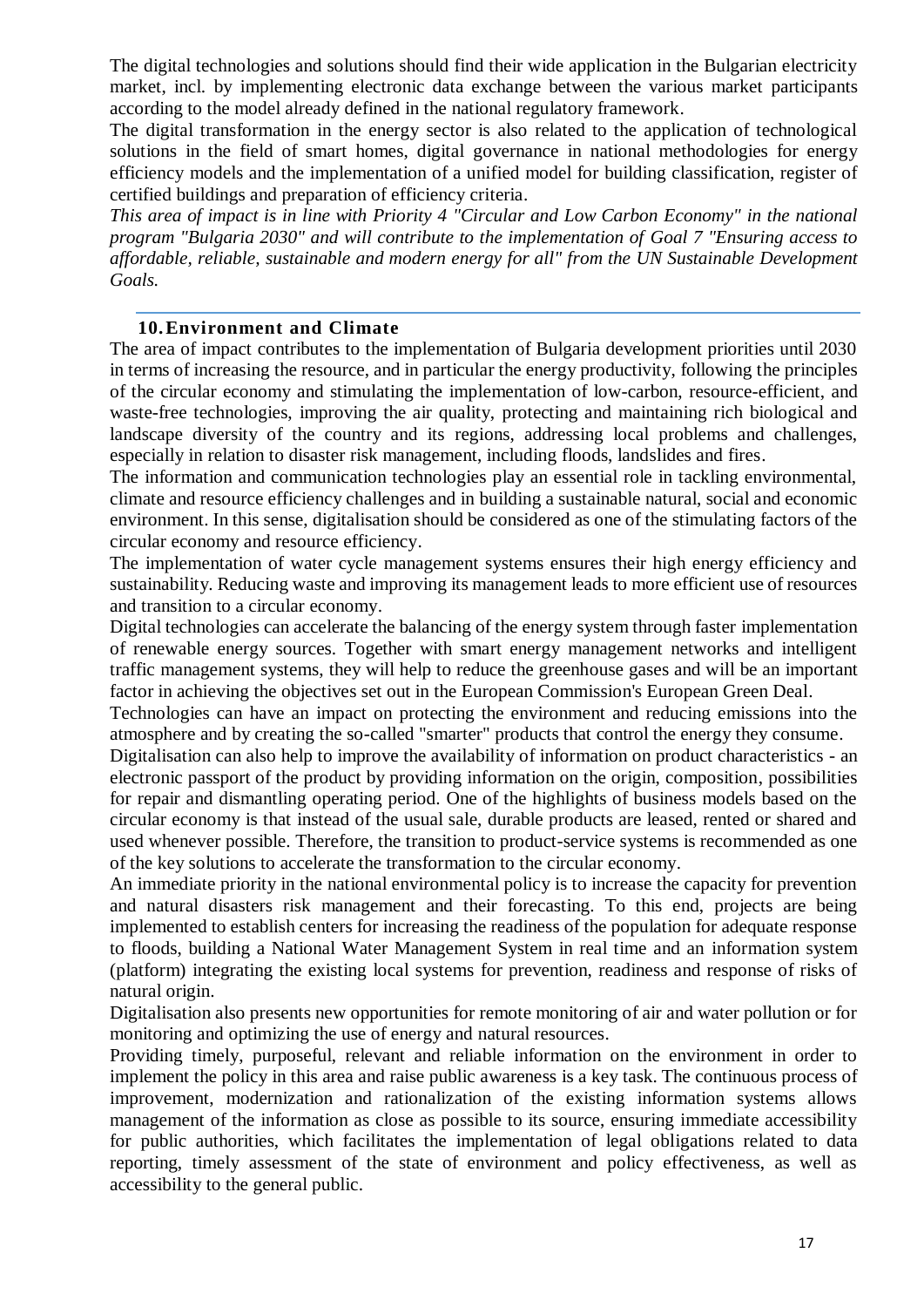The digital technologies and solutions should find their wide application in the Bulgarian electricity market, incl. by implementing electronic data exchange between the various market participants according to the model already defined in the national regulatory framework.

The digital transformation in the energy sector is also related to the application of technological solutions in the field of smart homes, digital governance in national methodologies for energy efficiency models and the implementation of a unified model for building classification, register of certified buildings and preparation of efficiency criteria.

*This area of impact is in line with Priority 4 "Circular and Low Carbon Economy" in the national program "Bulgaria 2030" and will contribute to the implementation of Goal 7 "Ensuring access to affordable, reliable, sustainable and modern energy for all" from the UN Sustainable Development Goals.*

## 10. Environment and Climate

The area of impact contributes to the implementation of Bulgaria development priorities until 2030 in terms of increasing the resource, and in particular the energy productivity, following the principles of the circular economy and stimulating the implementation of low-carbon, resource-efficient, and waste-free technologies, improving the air quality, protecting and maintaining rich biological and landscape diversity of the country and its regions, addressing local problems and challenges, especially in relation to disaster risk management, including floods, landslides and fires.

The information and communication technologies play an essential role in tackling environmental, climate and resource efficiency challenges and in building a sustainable natural, social and economic environment. In this sense, digitalisation should be considered as one of the stimulating factors of the circular economy and resource efficiency.

The implementation of water cycle management systems ensures their high energy efficiency and sustainability. Reducing waste and improving its management leads to more efficient use of resources and transition to a circular economy.

Digital technologies can accelerate the balancing of the energy system through faster implementation of renewable energy sources. Together with smart energy management networks and intelligent traffic management systems, they will help to reduce the greenhouse gases and will be an important factor in achieving the objectives set out in the European Commission's European Green Deal.

Technologies can have an impact on protecting the environment and reducing emissions into the atmosphere and by creating the so-called "smarter" products that control the energy they consume.

Digitalisation can also help to improve the availability of information on product characteristics - an electronic passport of the product by providing information on the origin, composition, possibilities for repair and dismantling operating period. One of the highlights of business models based on the circular economy is that instead of the usual sale, durable products are leased, rented or shared and used whenever possible. Therefore, the transition to product-service systems is recommended as one of the key solutions to accelerate the transformation to the circular economy.

An immediate priority in the national environmental policy is to increase the capacity for prevention and natural disasters risk management and their forecasting. To this end, projects are being implemented to establish centers for increasing the readiness of the population for adequate response to floods, building a National Water Management System in real time and an information system (platform) integrating the existing local systems for prevention, readiness and response of risks of natural origin.

Digitalisation also presents new opportunities for remote monitoring of air and water pollution or for monitoring and optimizing the use of energy and natural resources.

Providing timely, purposeful, relevant and reliable information on the environment in order to implement the policy in this area and raise public awareness is a key task. The continuous process of improvement, modernization and rationalization of the existing information systems allows management of the information as close as possible to its source, ensuring immediate accessibility for public authorities, which facilitates the implementation of legal obligations related to data reporting, timely assessment of the state of environment and policy effectiveness, as well as accessibility to the general public.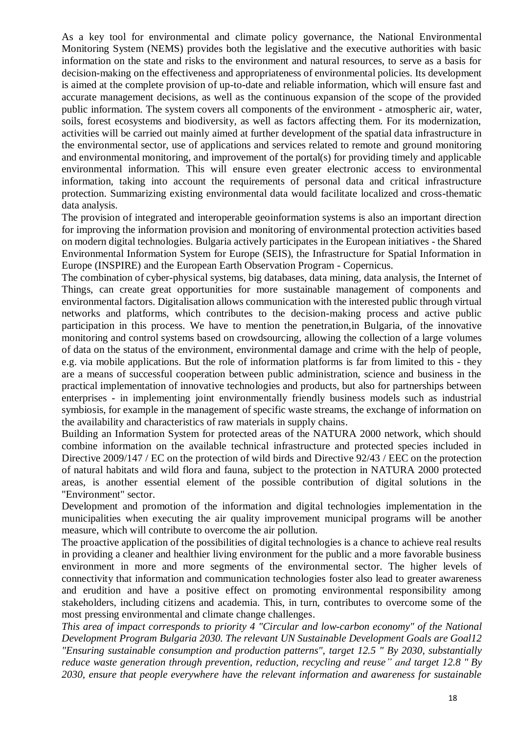As a key tool for environmental and climate policy governance, the National Environmental Monitoring System (NEMS) provides both the legislative and the executive authorities with basic information on the state and risks to the environment and natural resources, to serve as a basis for decision-making on the effectiveness and appropriateness of environmental policies. Its development is aimed at the complete provision of up-to-date and reliable information, which will ensure fast and accurate management decisions, as well as the continuous expansion of the scope of the provided public information. The system covers all components of the environment - atmospheric air, water, soils, forest ecosystems and biodiversity, as well as factors affecting them. For its modernization, activities will be carried out mainly aimed at further development of the spatial data infrastructure in the environmental sector, use of applications and services related to remote and ground monitoring and environmental monitoring, and improvement of the portal(s) for providing timely and applicable environmental information. This will ensure even greater electronic access to environmental information, taking into account the requirements of personal data and critical infrastructure protection. Summarizing existing environmental data would facilitate localized and cross-thematic data analysis.

The provision of integrated and interoperable geoinformation systems is also an important direction for improving the information provision and monitoring of environmental protection activities based on modern digital technologies. Bulgaria actively participates in the European initiatives - the Shared Environmental Information System for Europe (SEIS), the Infrastructure for Spatial Information in Europe (INSPIRE) and the European Earth Observation Program - Copernicus.

The combination of cyber-physical systems, big databases, data mining, data analysis, the Internet of Things, can create great opportunities for more sustainable management of components and environmental factors. Digitalisation allows communication with the interested public through virtual networks and platforms, which contributes to the decision-making process and active public participation in this process. We have to mention the penetration,in Bulgaria, of the innovative monitoring and control systems based on crowdsourcing, allowing the collection of a large volumes of data on the status of the environment, environmental damage and crime with the help of people, e.g. via mobile applications. But the role of information platforms is far from limited to this - they are a means of successful cooperation between public administration, science and business in the practical implementation of innovative technologies and products, but also for partnerships between enterprises - in implementing joint environmentally friendly business models such as industrial symbiosis, for example in the management of specific waste streams, the exchange of information on the availability and characteristics of raw materials in supply chains.

Building an Information System for protected areas of the NATURA 2000 network, which should combine information on the available technical infrastructure and protected species included in Directive 2009/147 / EC on the protection of wild birds and Directive 92/43 / EEC on the protection of natural habitats and wild flora and fauna, subject to the protection in NATURA 2000 protected areas, is another essential element of the possible contribution of digital solutions in the "Environment" sector.

Development and promotion of the information and digital technologies implementation in the municipalities when executing the air quality improvement municipal programs will be another measure, which will contribute to overcome the air pollution.

The proactive application of the possibilities of digital technologies is a chance to achieve real results in providing a cleaner and healthier living environment for the public and a more favorable business environment in more and more segments of the environmental sector. The higher levels of connectivity that information and communication technologies foster also lead to greater awareness and erudition and have a positive effect on promoting environmental responsibility among stakeholders, including citizens and academia. This, in turn, contributes to overcome some of the most pressing environmental and climate change challenges.

*This area of impact corresponds to priority 4 "Circular and low-carbon economy" of the National Development Program Bulgaria 2030. The relevant UN Sustainable Development Goals are Goal12 "Ensuring sustainable consumption and production patterns", target 12.5 " By 2030, substantially reduce waste generation through prevention, reduction, recycling and reuse" and target 12.8 " By 2030, ensure that people everywhere have the relevant information and awareness for sustainable*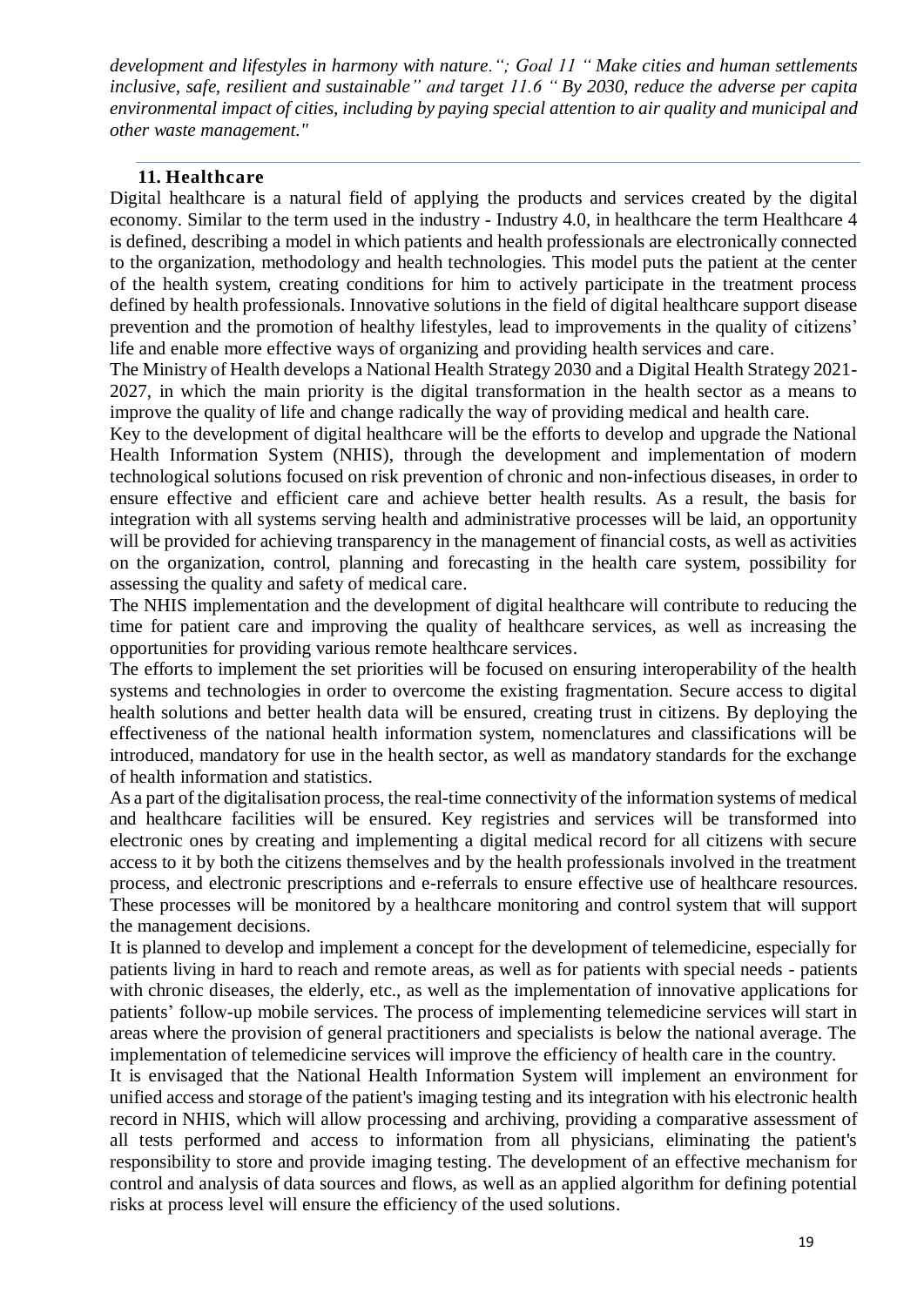*development and lifestyles in harmony with nature.“; Goal 11 “ Make cities and human settlements inclusive, safe, resilient and sustainable” and target 11.6 “ By 2030, reduce the adverse per capita environmental impact of cities, including by paying special attention to air quality and municipal and other waste management."*

## 11. Healthcare

Digital healthcare is a natural field of applying the products and services created by the digital economy. Similar to the term used in the industry - Industry 4.0, in healthcare the term Healthcare 4 is defined, describing a model in which patients and health professionals are electronically connected to the organization, methodology and health technologies. This model puts the patient at the center of the health system, creating conditions for him to actively participate in the treatment process defined by health professionals. Innovative solutions in the field of digital healthcare support disease prevention and the promotion of healthy lifestyles, lead to improvements in the quality of citizens' life and enable more effective ways of organizing and providing health services and care.

The Ministry of Health develops a National Health Strategy 2030 and a Digital Health Strategy 2021-2027, in which the main priority is the digital transformation in the health sector as a means to improve the quality of life and change radically the way of providing medical and health care.

Key to the development of digital healthcare will be the efforts to develop and upgrade the National Health Information System (NHIS), through the development and implementation of modern technological solutions focused on risk prevention of chronic and non-infectious diseases, in order to ensure effective and efficient care and achieve better health results. As a result, the basis for integration with all systems serving health and administrative processes will be laid, an opportunity will be provided for achieving transparency in the management of financial costs, as well as activities on the organization, control, planning and forecasting in the health care system, possibility for assessing the quality and safety of medical care.

The NHIS implementation and the development of digital healthcare will contribute to reducing the time for patient care and improving the quality of healthcare services, as well as increasing the opportunities for providing various remote healthcare services.

The efforts to implement the set priorities will be focused on ensuring interoperability of the health systems and technologies in order to overcome the existing fragmentation. Secure access to digital health solutions and better health data will be ensured, creating trust in citizens. By deploying the effectiveness of the national health information system, nomenclatures and classifications will be introduced, mandatory for use in the health sector, as well as mandatory standards for the exchange of health information and statistics.

As a part of the digitalisation process, the real-time connectivity of the information systems of medical and healthcare facilities will be ensured. Key registries and services will be transformed into electronic ones by creating and implementing a digital medical record for all citizens with secure access to it by both the citizens themselves and by the health professionals involved in the treatment process, and electronic prescriptions and e-referrals to ensure effective use of healthcare resources. These processes will be monitored by a healthcare monitoring and control system that will support the management decisions.

It is planned to develop and implement a concept for the development of telemedicine, especially for patients living in hard to reach and remote areas, as well as for patients with special needs - patients with chronic diseases, the elderly, etc., as well as the implementation of innovative applications for patients' follow-up mobile services. The process of implementing telemedicine services will start in areas where the provision of general practitioners and specialists is below the national average. The implementation of telemedicine services will improve the efficiency of health care in the country.

It is envisaged that the National Health Information System will implement an environment for unified access and storage of the patient's imaging testing and its integration with his electronic health record in NHIS, which will allow processing and archiving, providing a comparative assessment of all tests performed and access to information from all physicians, eliminating the patient's responsibility to store and provide imaging testing. The development of an effective mechanism for control and analysis of data sources and flows, as well as an applied algorithm for defining potential risks at process level will ensure the efficiency of the used solutions.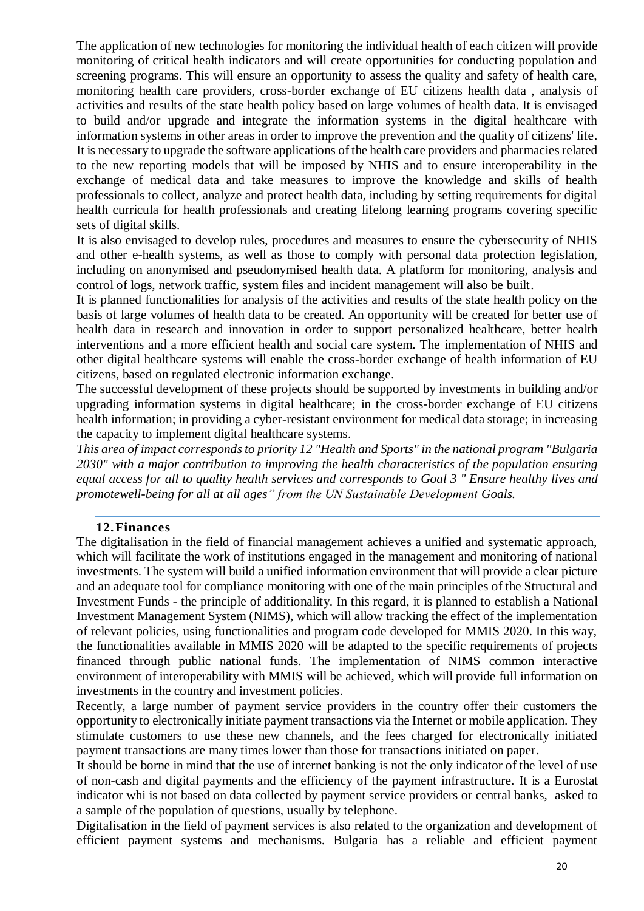The application of new technologies for monitoring the individual health of each citizen will provide monitoring of critical health indicators and will create opportunities for conducting population and screening programs. This will ensure an opportunity to assess the quality and safety of health care, monitoring health care providers, cross-border exchange of EU citizens health data , analysis of activities and results of the state health policy based on large volumes of health data. It is envisaged to build and/or upgrade and integrate the information systems in the digital healthcare with information systems in other areas in order to improve the prevention and the quality of citizens' life. It is necessary to upgrade the software applications of the health care providers and pharmacies related to the new reporting models that will be imposed by NHIS and to ensure interoperability in the exchange of medical data and take measures to improve the knowledge and skills of health professionals to collect, analyze and protect health data, including by setting requirements for digital health curricula for health professionals and creating lifelong learning programs covering specific sets of digital skills.

It is also envisaged to develop rules, procedures and measures to ensure the cybersecurity of NHIS and other e-health systems, as well as those to comply with personal data protection legislation, including on anonymised and pseudonymised health data. A platform for monitoring, analysis and control of logs, network traffic, system files and incident management will also be built.

It is planned functionalities for analysis of the activities and results of the state health policy on the basis of large volumes of health data to be created. An opportunity will be created for better use of health data in research and innovation in order to support personalized healthcare, better health interventions and a more efficient health and social care system. The implementation of NHIS and other digital healthcare systems will enable the cross-border exchange of health information of EU citizens, based on regulated electronic information exchange.

The successful development of these projects should be supported by investments in building and/or upgrading information systems in digital healthcare; in the cross-border exchange of EU citizens health information; in providing a cyber-resistant environment for medical data storage; in increasing the capacity to implement digital healthcare systems.

*This area of impact corresponds to priority 12 "Health and Sports" in the national program "Bulgaria 2030" with a major contribution to improving the health characteristics of the population ensuring equal access for all to quality health services and corresponds to Goal 3 " Ensure healthy lives and promotewell-being for all at all ages" from the UN Sustainable Development Goals.*

## 12. Finances

The digitalisation in the field of financial management achieves a unified and systematic approach, which will facilitate the work of institutions engaged in the management and monitoring of national investments. The system will build a unified information environment that will provide a clear picture and an adequate tool for compliance monitoring with one of the main principles of the Structural and Investment Funds - the principle of additionality. In this regard, it is planned to establish a National Investment Management System (NIMS), which will allow tracking the effect of the implementation of relevant policies, using functionalities and program code developed for MMIS 2020. In this way, the functionalities available in MMIS 2020 will be adapted to the specific requirements of projects financed through public national funds. The implementation of NIMS common interactive environment of interoperability with MMIS will be achieved, which will provide full information on investments in the country and investment policies.

Recently, a large number of payment service providers in the country offer their customers the opportunity to electronically initiate payment transactions via the Internet or mobile application. They stimulate customers to use these new channels, and the fees charged for electronically initiated payment transactions are many times lower than those for transactions initiated on paper.

It should be borne in mind that the use of internet banking is not the only indicator of the level of use of non-cash and digital payments and the efficiency of the payment infrastructure. It is a Eurostat indicator whi is not based on data collected by payment service providers or central banks, asked to a sample of the population of questions, usually by telephone.

Digitalisation in the field of payment services is also related to the organization and development of efficient payment systems and mechanisms. Bulgaria has a reliable and efficient payment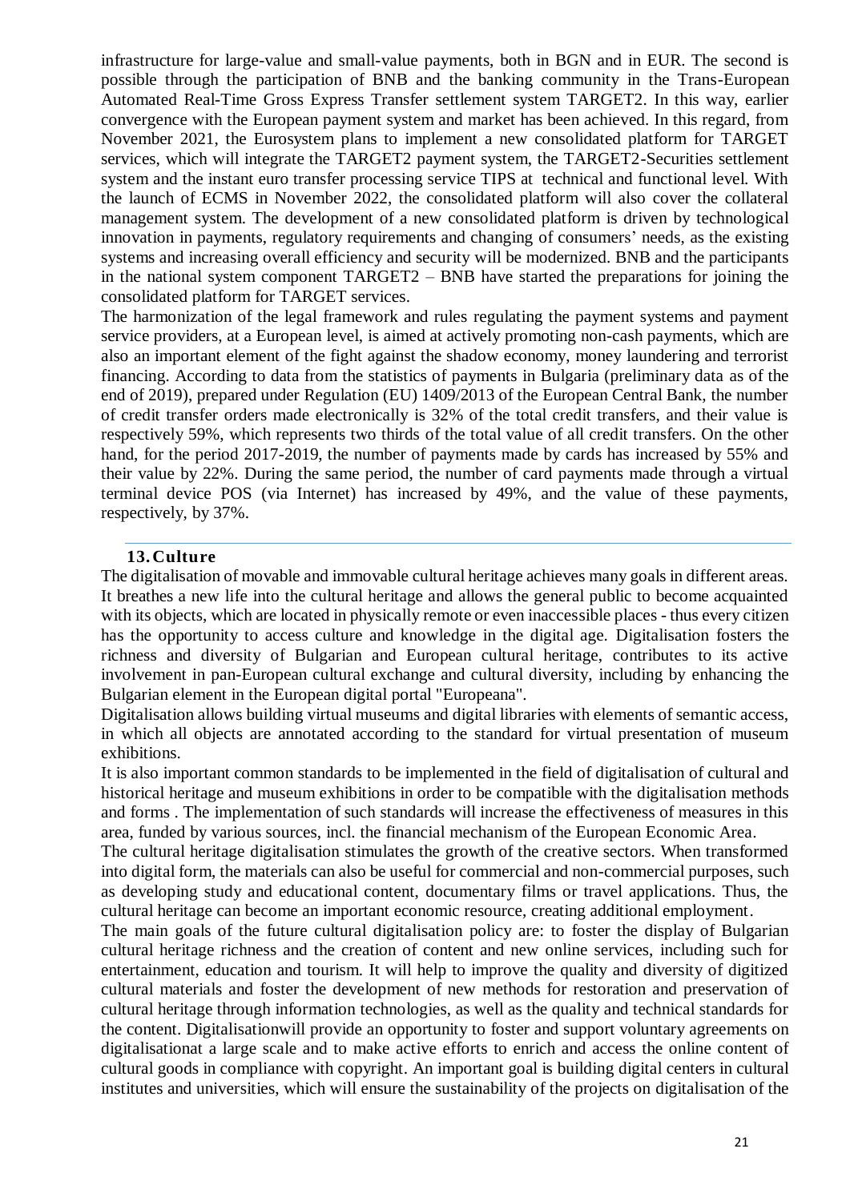infrastructure for large-value and small-value payments, both in BGN and in EUR. The second is possible through the participation of BNB and the banking community in the Trans-European Automated Real-Time Gross Express Transfer settlement system TARGET2. In this way, earlier convergence with the European payment system and market has been achieved. In this regard, from November 2021, the Eurosystem plans to implement a new consolidated platform for TARGET services, which will integrate the TARGET2 payment system, the TARGET2-Securities settlement system and the instant euro transfer processing service TIPS at technical and functional level. With the launch of ECMS in November 2022, the consolidated platform will also cover the collateral management system. The development of a new consolidated platform is driven by technological innovation in payments, regulatory requirements and changing of consumers' needs, as the existing systems and increasing overall efficiency and security will be modernized. BNB and the participants in the national system component TARGET2 – BNB have started the preparations for joining the consolidated platform for TARGET services.

The harmonization of the legal framework and rules regulating the payment systems and payment service providers, at a European level, is aimed at actively promoting non-cash payments, which are also an important element of the fight against the shadow economy, money laundering and terrorist financing. According to data from the statistics of payments in Bulgaria (preliminary data as of the end of 2019), prepared under Regulation (EU) 1409/2013 of the European Central Bank, the number of credit transfer orders made electronically is 32% of the total credit transfers, and their value is respectively 59%, which represents two thirds of the total value of all credit transfers. On the other hand, for the period 2017-2019, the number of payments made by cards has increased by 55% and their value by 22%. During the same period, the number of card payments made through a virtual terminal device POS (via Internet) has increased by 49%, and the value of these payments, respectively, by 37%.

## 13. Culture

The digitalisation of movable and immovable cultural heritage achieves many goals in different areas. It breathes a new life into the cultural heritage and allows the general public to become acquainted with its objects, which are located in physically remote or even inaccessible places - thus every citizen has the opportunity to access culture and knowledge in the digital age. Digitalisation fosters the richness and diversity of Bulgarian and European cultural heritage, contributes to its active involvement in pan-European cultural exchange and cultural diversity, including by enhancing the Bulgarian element in the European digital portal "Europeana".

Digitalisation allows building virtual museums and digital libraries with elements of semantic access, in which all objects are annotated according to the standard for virtual presentation of museum exhibitions.

It is also important common standards to be implemented in the field of digitalisation of cultural and historical heritage and museum exhibitions in order to be compatible with the digitalisation methods and forms . The implementation of such standards will increase the effectiveness of measures in this area, funded by various sources, incl. the financial mechanism of the European Economic Area.

The cultural heritage digitalisation stimulates the growth of the creative sectors. When transformed into digital form, the materials can also be useful for commercial and non-commercial purposes, such as developing study and educational content, documentary films or travel applications. Thus, the cultural heritage can become an important economic resource, creating additional employment.

The main goals of the future cultural digitalisation policy are: to foster the display of Bulgarian cultural heritage richness and the creation of content and new online services, including such for entertainment, education and tourism. It will help to improve the quality and diversity of digitized cultural materials and foster the development of new methods for restoration and preservation of cultural heritage through information technologies, as well as the quality and technical standards for the content. Digitalisationwill provide an opportunity to foster and support voluntary agreements on digitalisationat a large scale and to make active efforts to enrich and access the online content of cultural goods in compliance with copyright. An important goal is building digital centers in cultural institutes and universities, which will ensure the sustainability of the projects on digitalisation of the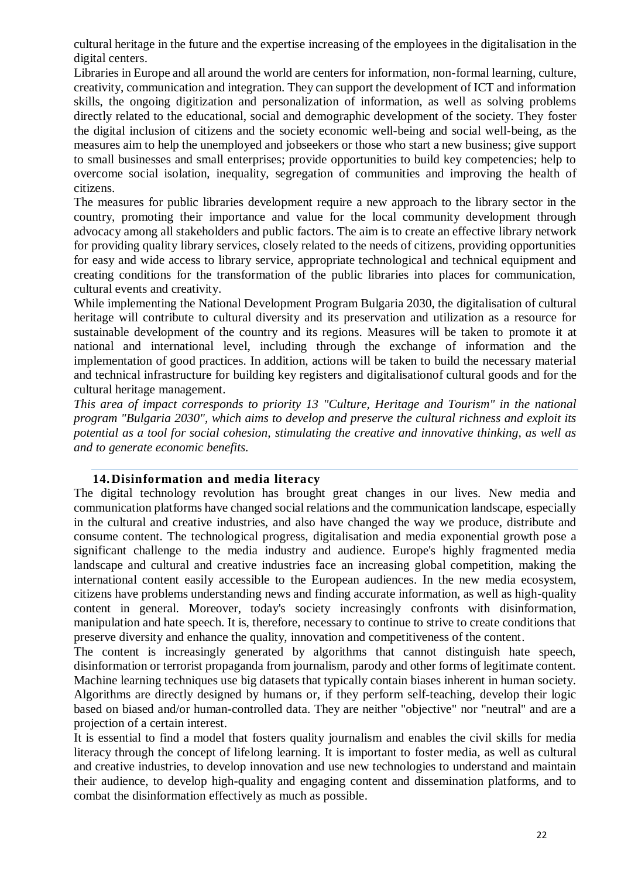cultural heritage in the future and the expertise increasing of the employees in the digitalisation in the digital centers.

Libraries in Europe and all around the world are centers for information, non-formal learning, culture, creativity, communication and integration. They can support the development of ICT and information skills, the ongoing digitization and personalization of information, as well as solving problems directly related to the educational, social and demographic development of the society. They foster the digital inclusion of citizens and the society economic well-being and social well-being, as the measures aim to help the unemployed and jobseekers or those who start a new business; give support to small businesses and small enterprises; provide opportunities to build key competencies; help to overcome social isolation, inequality, segregation of communities and improving the health of citizens.

The measures for public libraries development require a new approach to the library sector in the country, promoting their importance and value for the local community development through advocacy among all stakeholders and public factors. The aim is to create an effective library network for providing quality library services, closely related to the needs of citizens, providing opportunities for easy and wide access to library service, appropriate technological and technical equipment and creating conditions for the transformation of the public libraries into places for communication, cultural events and creativity.

While implementing the National Development Program Bulgaria 2030, the digitalisation of cultural heritage will contribute to cultural diversity and its preservation and utilization as a resource for sustainable development of the country and its regions. Measures will be taken to promote it at national and international level, including through the exchange of information and the implementation of good practices. In addition, actions will be taken to build the necessary material and technical infrastructure for building key registers and digitalisationof cultural goods and for the cultural heritage management.

*This area of impact corresponds to priority 13 "Culture, Heritage and Tourism" in the national program "Bulgaria 2030", which aims to develop and preserve the cultural richness and exploit its potential as a tool for social cohesion, stimulating the creative and innovative thinking, as well as and to generate economic benefits.*

## 14. Disinformation and media literacy

The digital technology revolution has brought great changes in our lives. New media and communication platforms have changed social relations and the communication landscape, especially in the cultural and creative industries, and also have changed the way we produce, distribute and consume content. The technological progress, digitalisation and media exponential growth pose a significant challenge to the media industry and audience. Europe's highly fragmented media landscape and cultural and creative industries face an increasing global competition, making the international content easily accessible to the European audiences. In the new media ecosystem, citizens have problems understanding news and finding accurate information, as well as high-quality content in general. Moreover, today's society increasingly confronts with disinformation, manipulation and hate speech. It is, therefore, necessary to continue to strive to create conditions that preserve diversity and enhance the quality, innovation and competitiveness of the content.

The content is increasingly generated by algorithms that cannot distinguish hate speech, disinformation or terrorist propaganda from journalism, parody and other forms of legitimate content. Machine learning techniques use big datasets that typically contain biases inherent in human society. Algorithms are directly designed by humans or, if they perform self-teaching, develop their logic based on biased and/or human-controlled data. They are neither "objective" nor "neutral" and are a projection of a certain interest.

It is essential to find a model that fosters quality journalism and enables the civil skills for media literacy through the concept of lifelong learning. It is important to foster media, as well as cultural and creative industries, to develop innovation and use new technologies to understand and maintain their audience, to develop high-quality and engaging content and dissemination platforms, and to combat the disinformation effectively as much as possible.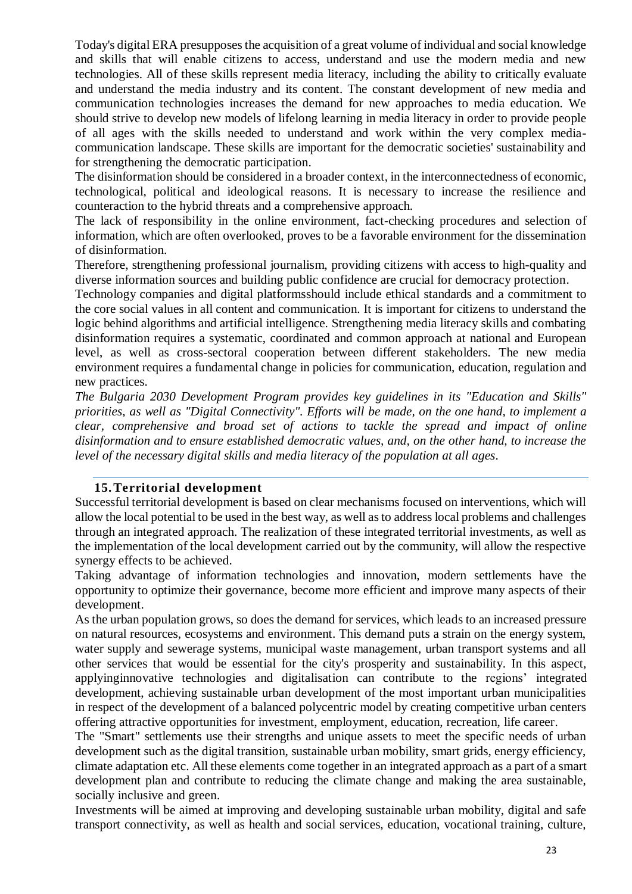Today's digital ERA presupposes the acquisition of a great volume of individual and social knowledge and skills that will enable citizens to access, understand and use the modern media and new technologies. All of these skills represent media literacy, including the ability to critically evaluate and understand the media industry and its content. The constant development of new media and communication technologies increases the demand for new approaches to media education. We should strive to develop new models of lifelong learning in media literacy in order to provide people of all ages with the skills needed to understand and work within the very complex media-communication landscape. These skills are important for the democratic societies' sustainability and for strengthening the democratic participation.

The disinformation should be considered in a broader context, in the interconnectedness of economic, technological, political and ideological reasons. It is necessary to increase the resilience and counteraction to the hybrid threats and a comprehensive approach.

The lack of responsibility in the online environment, fact-checking procedures and selection of information, which are often overlooked, proves to be a favorable environment for the dissemination of disinformation.

Therefore, strengthening professional journalism, providing citizens with access to high-quality and diverse information sources and building public confidence are crucial for democracy protection.

Technology companies and digital platformsshould include ethical standards and a commitment to the core social values in all content and communication. It is important for citizens to understand the logic behind algorithms and artificial intelligence. Strengthening media literacy skills and combating disinformation requires a systematic, coordinated and common approach at national and European level, as well as cross-sectoral cooperation between different stakeholders. The new media environment requires a fundamental change in policies for communication, education, regulation and new practices.

*The Bulgaria 2030 Development Program provides key guidelines in its "Education and Skills" priorities, as well as "Digital Connectivity". Efforts will be made, on the one hand, to implement a clear, comprehensive and broad set of actions to tackle the spread and impact of online disinformation and to ensure established democratic values, and, on the other hand, to increase the level of the necessary digital skills and media literacy of the population at all ages.*

## 15. Territorial development

Successful territorial development is based on clear mechanisms focused on interventions, which will allow the local potential to be used in the best way, as well as to address local problems and challenges through an integrated approach. The realization of these integrated territorial investments, as well as the implementation of the local development carried out by the community, will allow the respective synergy effects to be achieved.

Taking advantage of information technologies and innovation, modern settlements have the opportunity to optimize their governance, become more efficient and improve many aspects of their development.

As the urban population grows, so does the demand for services, which leads to an increased pressure on natural resources, ecosystems and environment. This demand puts a strain on the energy system, water supply and sewerage systems, municipal waste management, urban transport systems and all other services that would be essential for the city's prosperity and sustainability. In this aspect, applyinginnovative technologies and digitalisation can contribute to the regions' integrated development, achieving sustainable urban development of the most important urban municipalities in respect of the development of a balanced polycentric model by creating competitive urban centers offering attractive opportunities for investment, employment, education, recreation, life career.

The "Smart" settlements use their strengths and unique assets to meet the specific needs of urban development such as the digital transition, sustainable urban mobility, smart grids, energy efficiency, climate adaptation etc. All these elements come together in an integrated approach as a part of a smart development plan and contribute to reducing the climate change and making the area sustainable, socially inclusive and green.

Investments will be aimed at improving and developing sustainable urban mobility, digital and safe transport connectivity, as well as health and social services, education, vocational training, culture,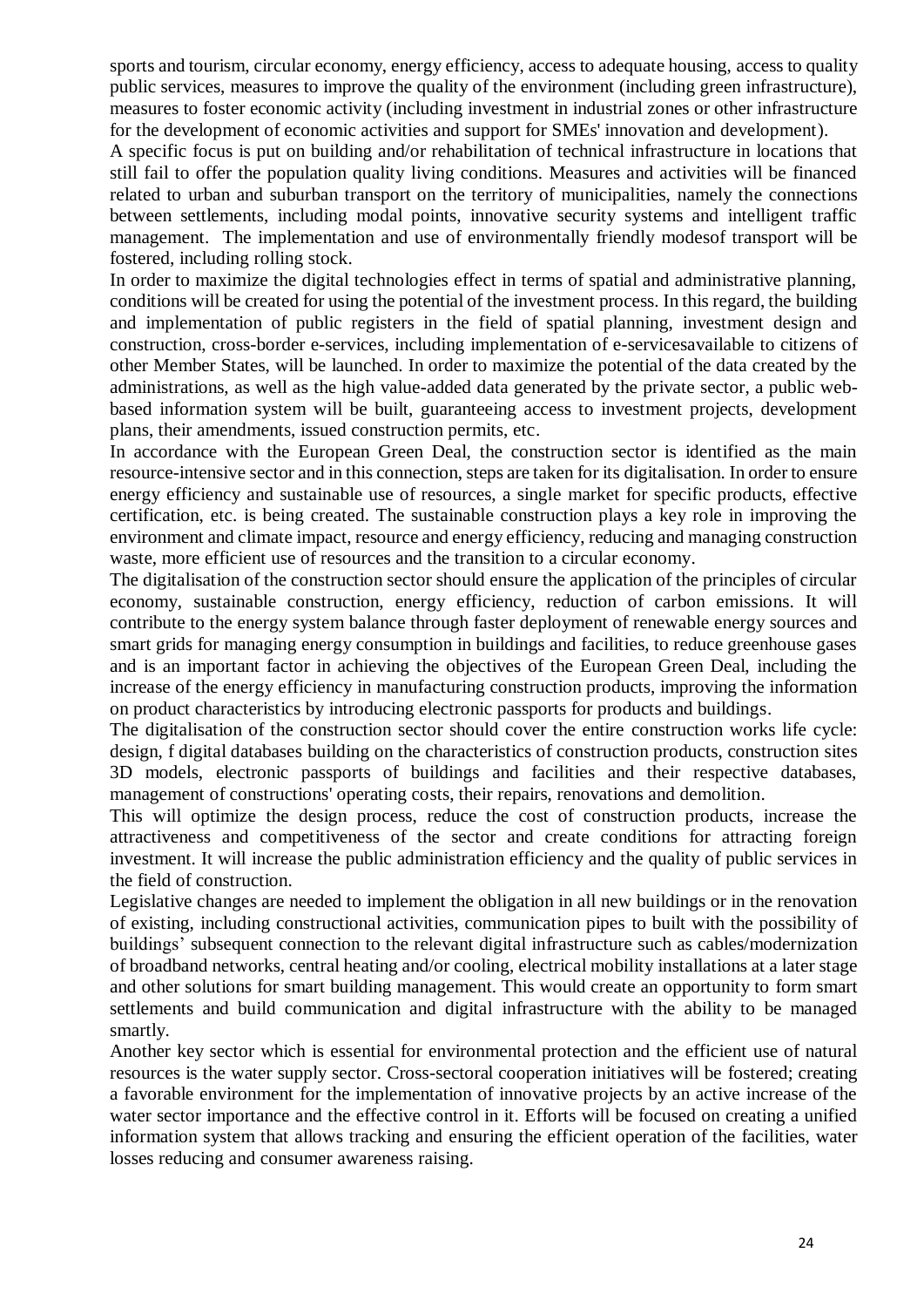sports and tourism, circular economy, energy efficiency, access to adequate housing, access to quality public services, measures to improve the quality of the environment (including green infrastructure), measures to foster economic activity (including investment in industrial zones or other infrastructure for the development of economic activities and support for SMEs' innovation and development).

A specific focus is put on building and/or rehabilitation of technical infrastructure in locations that still fail to offer the population quality living conditions. Measures and activities will be financed related to urban and suburban transport on the territory of municipalities, namely the connections between settlements, including modal points, innovative security systems and intelligent traffic management. The implementation and use of environmentally friendly modesof transport will be fostered, including rolling stock.

In order to maximize the digital technologies effect in terms of spatial and administrative planning, conditions will be created for using the potential of the investment process. In this regard, the building and implementation of public registers in the field of spatial planning, investment design and construction, cross-border e-services, including implementation of e-servicesavailable to citizens of other Member States, will be launched. In order to maximize the potential of the data created by the administrations, as well as the high value-added data generated by the private sector, a public web-based information system will be built, guaranteeing access to investment projects, development plans, their amendments, issued construction permits, etc.

In accordance with the European Green Deal, the construction sector is identified as the main resource-intensive sector and in this connection, steps are taken for its digitalisation. In order to ensure energy efficiency and sustainable use of resources, a single market for specific products, effective certification, etc. is being created. The sustainable construction plays a key role in improving the environment and climate impact, resource and energy efficiency, reducing and managing construction waste, more efficient use of resources and the transition to a circular economy.

The digitalisation of the construction sector should ensure the application of the principles of circular economy, sustainable construction, energy efficiency, reduction of carbon emissions. It will contribute to the energy system balance through faster deployment of renewable energy sources and smart grids for managing energy consumption in buildings and facilities, to reduce greenhouse gases and is an important factor in achieving the objectives of the European Green Deal, including the increase of the energy efficiency in manufacturing construction products, improving the information on product characteristics by introducing electronic passports for products and buildings.

The digitalisation of the construction sector should cover the entire construction works life cycle: design, f digital databases building on the characteristics of construction products, construction sites 3D models, electronic passports of buildings and facilities and their respective databases, management of constructions' operating costs, their repairs, renovations and demolition.

This will optimize the design process, reduce the cost of construction products, increase the attractiveness and competitiveness of the sector and create conditions for attracting foreign investment. It will increase the public administration efficiency and the quality of public services in the field of construction.

Legislative changes are needed to implement the obligation in all new buildings or in the renovation of existing, including constructional activities, communication pipes to built with the possibility of buildings' subsequent connection to the relevant digital infrastructure such as cables/modernization of broadband networks, central heating and/or cooling, electrical mobility installations at a later stage and other solutions for smart building management. This would create an opportunity to form smart settlements and build communication and digital infrastructure with the ability to be managed smartly.

Another key sector which is essential for environmental protection and the efficient use of natural resources is the water supply sector. Cross-sectoral cooperation initiatives will be fostered; creating a favorable environment for the implementation of innovative projects by an active increase of the water sector importance and the effective control in it. Efforts will be focused on creating a unified information system that allows tracking and ensuring the efficient operation of the facilities, water losses reducing and consumer awareness raising.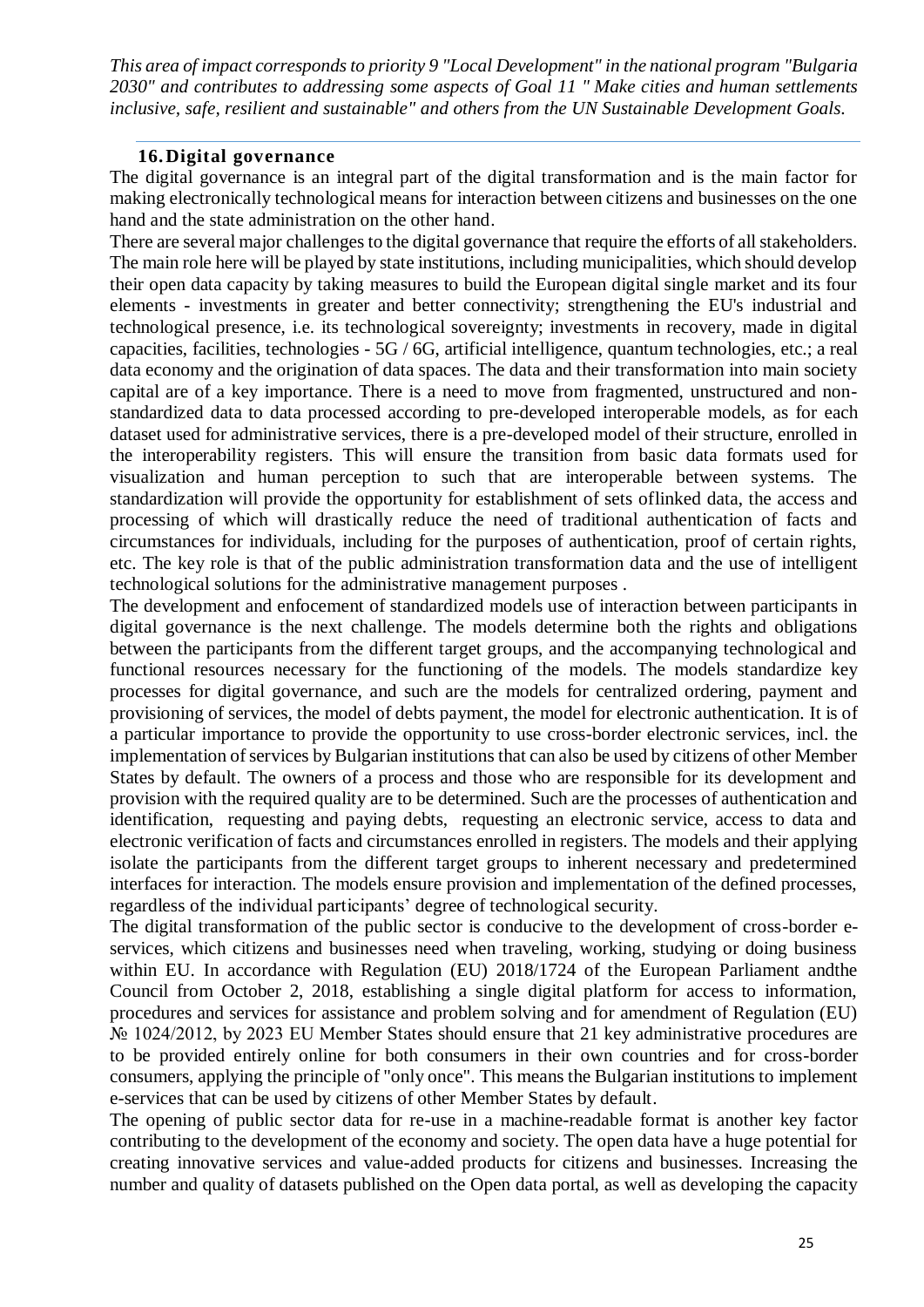*This area of impact corresponds to priority 9 "Local Development" in the national program "Bulgaria 2030" and contributes to addressing some aspects of Goal 11 " Make cities and human settlements inclusive, safe, resilient and sustainable" and others from the UN Sustainable Development Goals.*

## 16. Digital governance

The digital governance is an integral part of the digital transformation and is the main factor for making electronically technological means for interaction between citizens and businesses on the one hand and the state administration on the other hand.

There are several major challenges to the digital governance that require the efforts of all stakeholders. The main role here will be played by state institutions, including municipalities, which should develop their open data capacity by taking measures to build the European digital single market and its four elements - investments in greater and better connectivity; strengthening the EU's industrial and technological presence, i.e. its technological sovereignty; investments in recovery, made in digital capacities, facilities, technologies - 5G / 6G, artificial intelligence, quantum technologies, etc.; a real data economy and the origination of data spaces. The data and their transformation into main society capital are of a key importance. There is a need to move from fragmented, unstructured and non-standardized data to data processed according to pre-developed interoperable models, as for each dataset used for administrative services, there is a pre-developed model of their structure, enrolled in the interoperability registers. This will ensure the transition from basic data formats used for visualization and human perception to such that are interoperable between systems. The standardization will provide the opportunity for establishment of sets oflinked data, the access and processing of which will drastically reduce the need of traditional authentication of facts and circumstances for individuals, including for the purposes of authentication, proof of certain rights, etc. The key role is that of the public administration transformation data and the use of intelligent technological solutions for the administrative management purposes .

The development and enfocement of standardized models use of interaction between participants in digital governance is the next challenge. The models determine both the rights and obligations between the participants from the different target groups, and the accompanying technological and functional resources necessary for the functioning of the models. The models standardize key processes for digital governance, and such are the models for centralized ordering, payment and provisioning of services, the model of debts payment, the model for electronic authentication. It is of a particular importance to provide the opportunity to use cross-border electronic services, incl. the implementation of services by Bulgarian institutions that can also be used by citizens of other Member States by default. The owners of a process and those who are responsible for its development and provision with the required quality are to be determined. Such are the processes of authentication and identification, requesting and paying debts, requesting an electronic service, access to data and electronic verification of facts and circumstances enrolled in registers. The models and their applying isolate the participants from the different target groups to inherent necessary and predetermined interfaces for interaction. The models ensure provision and implementation of the defined processes, regardless of the individual participants' degree of technological security.

The digital transformation of the public sector is conducive to the development of cross-border e-services, which citizens and businesses need when traveling, working, studying or doing business within EU. In accordance with Regulation (EU) 2018/1724 of the European Parliament andthe Council from October 2, 2018, establishing a single digital platform for access to information, procedures and services for assistance and problem solving and for amendment of Regulation (EU) № 1024/2012, by 2023 EU Member States should ensure that 21 key administrative procedures are to be provided entirely online for both consumers in their own countries and for cross-border consumers, applying the principle of "only once". This means the Bulgarian institutions to implement e-services that can be used by citizens of other Member States by default.

The opening of public sector data for re-use in a machine-readable format is another key factor contributing to the development of the economy and society. The open data have a huge potential for creating innovative services and value-added products for citizens and businesses. Increasing the number and quality of datasets published on the Open data portal, as well as developing the capacity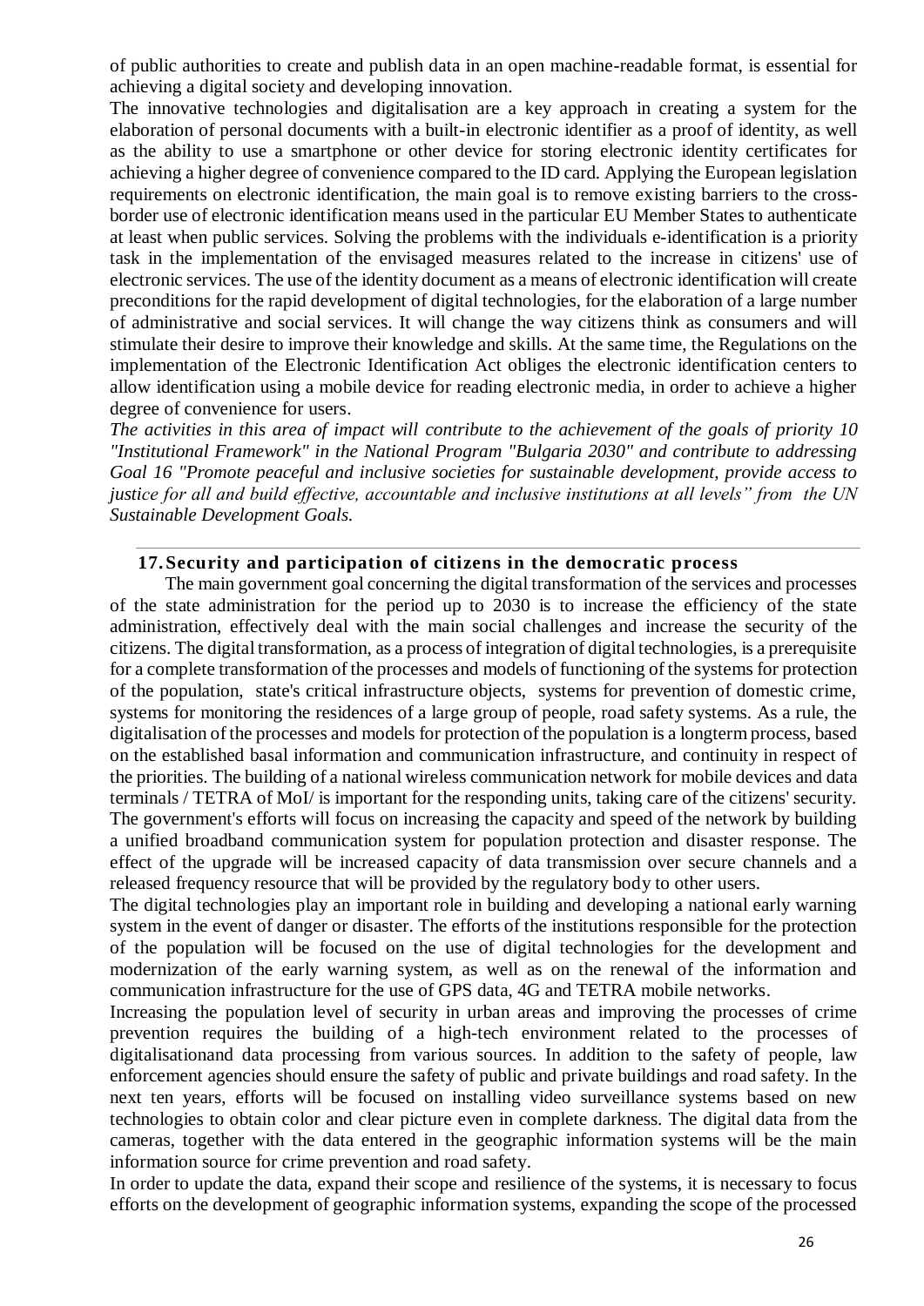of public authorities to create and publish data in an open machine-readable format, is essential for achieving a digital society and developing innovation.

The innovative technologies and digitalisation are a key approach in creating a system for the elaboration of personal documents with a built-in electronic identifier as a proof of identity, as well as the ability to use a smartphone or other device for storing electronic identity certificates for achieving a higher degree of convenience compared to the ID card. Applying the European legislation requirements on electronic identification, the main goal is to remove existing barriers to the cross-border use of electronic identification means used in the particular EU Member States to authenticate at least when public services. Solving the problems with the individuals e-identification is a priority task in the implementation of the envisaged measures related to the increase in citizens' use of electronic services. The use of the identity document as a means of electronic identification will create preconditions for the rapid development of digital technologies, for the elaboration of a large number of administrative and social services. It will change the way citizens think as consumers and will stimulate their desire to improve their knowledge and skills. At the same time, the Regulations on the implementation of the Electronic Identification Act obliges the electronic identification centers to allow identification using a mobile device for reading electronic media, in order to achieve a higher degree of convenience for users.

*The activities in this area of impact will contribute to the achievement of the goals of priority 10 "Institutional Framework" in the National Program "Bulgaria 2030" and contribute to addressing Goal 16 "Promote peaceful and inclusive societies for sustainable development, provide access to justice for all and build effective, accountable and inclusive institutions at all levels" from the UN Sustainable Development Goals.*

## 17. Security and participation of citizens in the democratic process

The main government goal concerning the digital transformation of the services and processes of the state administration for the period up to 2030 is to increase the efficiency of the state administration, effectively deal with the main social challenges and increase the security of the citizens. The digital transformation, as a process of integration of digital technologies, is a prerequisite for a complete transformation of the processes and models of functioning of the systems for protection of the population, state's critical infrastructure objects, systems for prevention of domestic crime, systems for monitoring the residences of a large group of people, road safety systems. As a rule, the digitalisation of the processes and models for protection of the population is a longterm process, based on the established basal information and communication infrastructure, and continuity in respect of the priorities. The building of a national wireless communication network for mobile devices and data terminals / TETRA of MoI/ is important for the responding units, taking care of the citizens' security. The government's efforts will focus on increasing the capacity and speed of the network by building a unified broadband communication system for population protection and disaster response. The effect of the upgrade will be increased capacity of data transmission over secure channels and a released frequency resource that will be provided by the regulatory body to other users.

The digital technologies play an important role in building and developing a national early warning system in the event of danger or disaster. The efforts of the institutions responsible for the protection of the population will be focused on the use of digital technologies for the development and modernization of the early warning system, as well as on the renewal of the information and communication infrastructure for the use of GPS data, 4G and TETRA mobile networks.

Increasing the population level of security in urban areas and improving the processes of crime prevention requires the building of a high-tech environment related to the processes of digitalisationand data processing from various sources. In addition to the safety of people, law enforcement agencies should ensure the safety of public and private buildings and road safety. In the next ten years, efforts will be focused on installing video surveillance systems based on new technologies to obtain color and clear picture even in complete darkness. The digital data from the cameras, together with the data entered in the geographic information systems will be the main information source for crime prevention and road safety.

In order to update the data, expand their scope and resilience of the systems, it is necessary to focus efforts on the development of geographic information systems, expanding the scope of the processed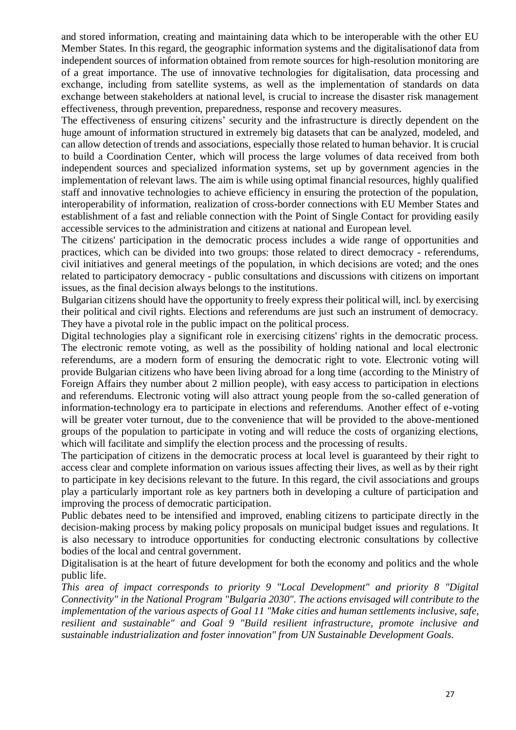and stored information, creating and maintaining data which to be interoperable with the other EU Member States. In this regard, the geographic information systems and the digitalisationof data from independent sources of information obtained from remote sources for high-resolution monitoring are of a great importance. The use of innovative technologies for digitalisation, data processing and exchange, including from satellite systems, as well as the implementation of standards on data exchange between stakeholders at national level, is crucial to increase the disaster risk management effectiveness, through prevention, preparedness, response and recovery measures.

The effectiveness of ensuring citizens' security and the infrastructure is directly dependent on the huge amount of information structured in extremely big datasets that can be analyzed, modeled, and can allow detection of trends and associations, especially those related to human behavior. It is crucial to build a Coordination Center, which will process the large volumes of data received from both independent sources and specialized information systems, set up by government agencies in the implementation of relevant laws. The aim is while using optimal financial resources, highly qualified staff and innovative technologies to achieve efficiency in ensuring the protection of the population, interoperability of information, realization of cross-border connections with EU Member States and establishment of a fast and reliable connection with the Point of Single Contact for providing easily accessible services to the administration and citizens at national and European level.

The citizens' participation in the democratic process includes a wide range of opportunities and practices, which can be divided into two groups: those related to direct democracy - referendums, civil initiatives and general meetings of the population, in which decisions are voted; and the ones related to participatory democracy - public consultations and discussions with citizens on important issues, as the final decision always belongs to the institutions.

Bulgarian citizens should have the opportunity to freely express their political will, incl. by exercising their political and civil rights. Elections and referendums are just such an instrument of democracy. They have a pivotal role in the public impact on the political process.

Digital technologies play a significant role in exercising citizens' rights in the democratic process. The electronic remote voting, as well as the possibility of holding national and local electronic referendums, are a modern form of ensuring the democratic right to vote. Electronic voting will provide Bulgarian citizens who have been living abroad for a long time (according to the Ministry of Foreign Affairs they number about 2 million people), with easy access to participation in elections and referendums. Electronic voting will also attract young people from the so-called generation of information-technology era to participate in elections and referendums. Another effect of e-voting will be greater voter turnout, due to the convenience that will be provided to the above-mentioned groups of the population to participate in voting and will reduce the costs of organizing elections, which will facilitate and simplify the election process and the processing of results.

The participation of citizens in the democratic process at local level is guaranteed by their right to access clear and complete information on various issues affecting their lives, as well as by their right to participate in key decisions relevant to the future. In this regard, the civil associations and groups play a particularly important role as key partners both in developing a culture of participation and improving the process of democratic participation.

Public debates need to be intensified and improved, enabling citizens to participate directly in the decision-making process by making policy proposals on municipal budget issues and regulations. It is also necessary to introduce opportunities for conducting electronic consultations by collective bodies of the local and central government.

Digitalisation is at the heart of future development for both the economy and politics and the whole public life.

*This area of impact corresponds to priority 9 "Local Development" and priority 8 "Digital Connectivity" in the National Program "Bulgaria 2030". The actions envisaged will contribute to the implementation of the various aspects of Goal 11 "Make cities and human settlements inclusive, safe, resilient and sustainable" and Goal 9 "Build resilient infrastructure, promote inclusive and sustainable industrialization and foster innovation" from UN Sustainable Development Goals.*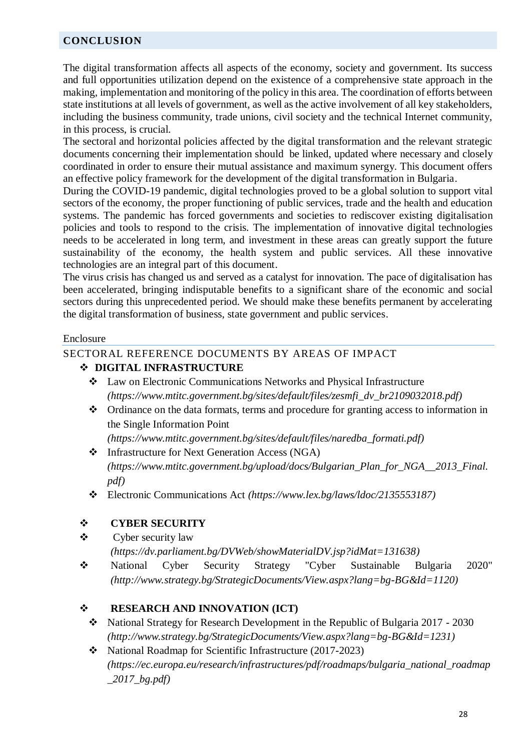## CONCLUSION

The digital transformation affects all aspects of the economy, society and government. Its success and full opportunities utilization depend on the existence of a comprehensive state approach in the making, implementation and monitoring of the policy in this area. The coordination of efforts between state institutions at all levels of government, as well as the active involvement of all key stakeholders, including the business community, trade unions, civil society and the technical Internet community, in this process, is crucial.

The sectoral and horizontal policies affected by the digital transformation and the relevant strategic documents concerning their implementation should be linked, updated where necessary and closely coordinated in order to ensure their mutual assistance and maximum synergy. This document offers an effective policy framework for the development of the digital transformation in Bulgaria.

During the COVID-19 pandemic, digital technologies proved to be a global solution to support vital sectors of the economy, the proper functioning of public services, trade and the health and education systems. The pandemic has forced governments and societies to rediscover existing digitalisation policies and tools to respond to the crisis. The implementation of innovative digital technologies needs to be accelerated in long term, and investment in these areas can greatly support the future sustainability of the economy, the health system and public services. All these innovative technologies are an integral part of this document.

The virus crisis has changed us and served as a catalyst for innovation. The pace of digitalisation has been accelerated, bringing indisputable benefits to a significant share of the economic and social sectors during this unprecedented period. We should make these benefits permanent by accelerating the digital transformation of business, state government and public services.

Enclosure

SECTORAL REFERENCE DOCUMENTS BY AREAS OF IMPACT

- **DIGITAL INFRASTRUCTURE**
  - Law on Electronic Communications Networks and Physical Infrastructure *(https://www.mtitc.government.bg/sites/default/files/zesmfi_dv_br2109032018.pdf)*
  - Ordinance on the data formats, terms and procedure for granting access to information in the Single Information Point *(https://www.mtitc.government.bg/sites/default/files/naredba_formati.pdf)*
  - Infrastructure for Next Generation Access (NGA) *(https://www.mtitc.government.bg/upload/docs/Bulgarian_Plan_for_NGA__2013_Final.pdf)*
  - Electronic Communications Act *(https://www.lex.bg/laws/ldoc/2135553187)*

- **CYBER SECURITY**
- Cyber security law *(https://dv.parliament.bg/DVWeb/showMaterialDV.jsp?idMat=131638)*
- National Cyber Security Strategy "Cyber Sustainable Bulgaria 2020" *(http://www.strategy.bg/StrategicDocuments/View.aspx?lang=bg-BG&Id=1120)*

- **RESEARCH AND INNOVATION (ICT)**
  - National Strategy for Research Development in the Republic of Bulgaria 2017 - 2030 *(http://www.strategy.bg/StrategicDocuments/View.aspx?lang=bg-BG&Id=1231)*
  - National Roadmap for Scientific Infrastructure (2017-2023) *(https://ec.europa.eu/research/infrastructures/pdf/roadmaps/bulgaria_national_roadmap_2017_bg.pdf)*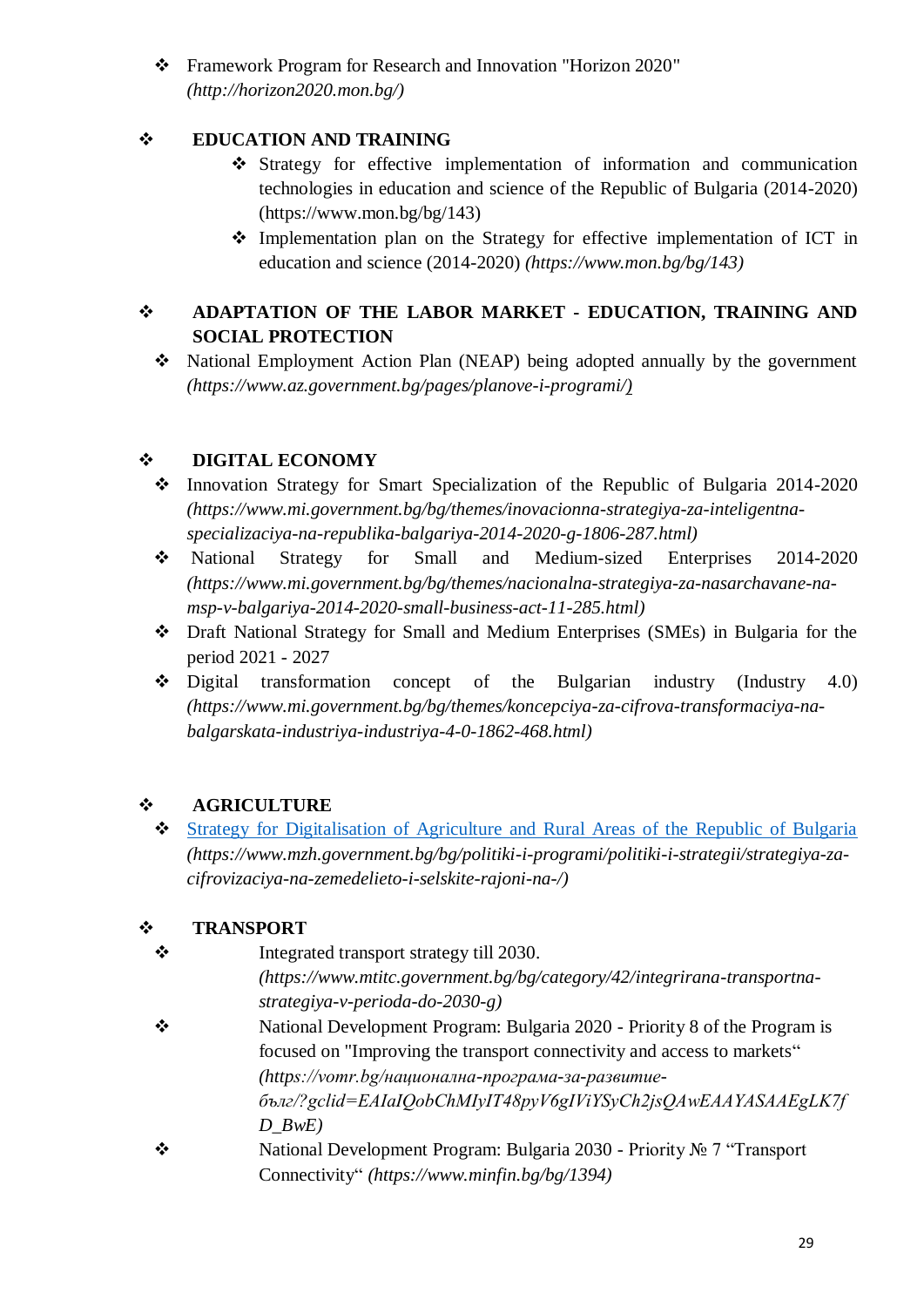- Framework Program for Research and Innovation "Horizon 2020" *(http://horizon2020.mon.bg/)*

- **EDUCATION AND TRAINING**
  - Strategy for effective implementation of information and communication technologies in education and science of the Republic of Bulgaria (2014-2020) (https://www.mon.bg/bg/143)
  - Implementation plan on the Strategy for effective implementation of ICT in education and science (2014-2020) *(https://www.mon.bg/bg/143)*

- **ADAPTATION OF THE LABOR MARKET - EDUCATION, TRAINING AND SOCIAL PROTECTION**
  - National Employment Action Plan (NEAP) being adopted annually by the government *(https://www.az.government.bg/pages/planove-i-programi/)*

- **DIGITAL ECONOMY**
  - Innovation Strategy for Smart Specialization of the Republic of Bulgaria 2014-2020 *(https://www.mi.government.bg/bg/themes/inovacionna-strategiya-za-inteligentna-specializaciya-na-republika-balgariya-2014-2020-g-1806-287.html)*
  - National Strategy for Small and Medium-sized Enterprises 2014-2020 *(https://www.mi.government.bg/bg/themes/nacionalna-strategiya-za-nasarchavane-na-msp-v-balgariya-2014-2020-small-business-act-11-285.html)*
  - Draft National Strategy for Small and Medium Enterprises (SMEs) in Bulgaria for the period 2021 - 2027
  - Digital transformation concept of the Bulgarian industry (Industry 4.0) *(https://www.mi.government.bg/bg/themes/koncepciya-za-cifrova-transformaciya-na-balgarskata-industriya-industriya-4-0-1862-468.html)*

- **AGRICULTURE**
  - Strategy for Digitalisation of Agriculture and Rural Areas of the Republic of Bulgaria *(https://www.mzh.government.bg/bg/politiki-i-programi/politiki-i-strategii/strategiya-za-cifrovizaciya-na-zemedelieto-i-selskite-rajoni-na-/)*

- **TRANSPORT**
  - Integrated transport strategy till 2030. *(https://www.mtitc.government.bg/bg/category/42/integrirana-transportna-strategiya-v-perioda-do-2030-g)*
  - National Development Program: Bulgaria 2020 - Priority 8 of the Program is focused on "Improving the transport connectivity and access to markets" *(https://vomr.bg/национална-програма-за-развитие-бълг/?gclid=EAIaIQobChMIyIT48pyV6gIViYSyCh2jsQAwEAAYASAAEgLK7fD_BwE)*
  - National Development Program: Bulgaria 2030 - Priority № 7 "Transport Connectivity" *(https://www.minfin.bg/bg/1394)*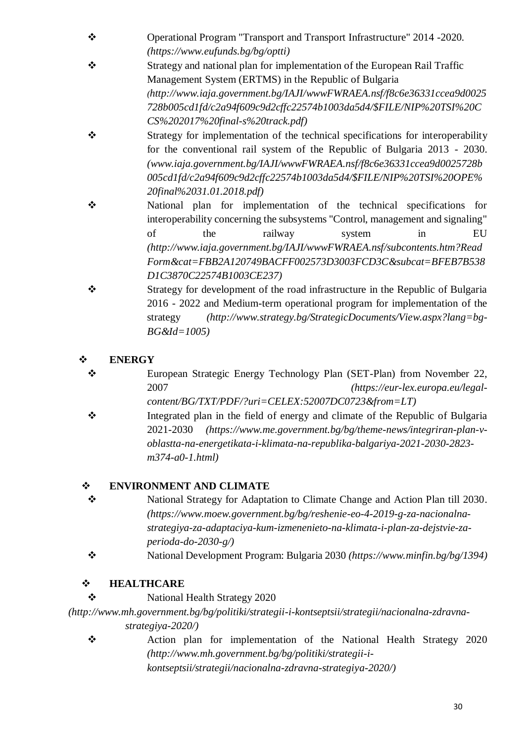- Operational Program "Transport and Transport Infrastructure" 2014 -2020. *(https://www.eufunds.bg/bg/optti)*
- Strategy and national plan for implementation of the European Rail Traffic Management System (ERTMS) in the Republic of Bulgaria *(http://www.iaja.government.bg/IAJI/wwwFWRAEA.nsf/f8c6e36331ccea9d0025728b005cd1fd/c2a94f609c9d2cffc22574b1003da5d4/$FILE/NIP%20TSI%20CCS%202017%20final-s%20track.pdf)*
- Strategy for implementation of the technical specifications for interoperability for the conventional rail system of the Republic of Bulgaria 2013 - 2030. *(www.iaja.government.bg/IAJI/wwwFWRAEA.nsf/f8c6e36331ccea9d0025728b005cd1fd/c2a94f609c9d2cffc22574b1003da5d4/$FILE/NIP%20TSI%20OPE%20final%2031.01.2018.pdf)*
- National plan for implementation of the technical specifications for interoperability concerning the subsystems "Control, management and signaling" of the railway system in EU *(http://www.iaja.government.bg/IAJI/wwwFWRAEA.nsf/subcontents.htm?ReadForm&cat=FBB2A120749BACFF002573D3003FCD3C&subcat=BFEB7B538D1C3870C22574B1003CE237)*
- Strategy for development of the road infrastructure in the Republic of Bulgaria 2016 - 2022 and Medium-term operational program for implementation of the strategy *(http://www.strategy.bg/StrategicDocuments/View.aspx?lang=bg-BG&Id=1005)*

- **ENERGY**
  - European Strategic Energy Technology Plan (SET-Plan) from November 22, 2007 *(https://eur-lex.europa.eu/legal-content/BG/TXT/PDF/?uri=CELEX:52007DC0723&from=LT)*
  - Integrated plan in the field of energy and climate of the Republic of Bulgaria 2021-2030 *(https://www.me.government.bg/bg/theme-news/integriran-plan-v-oblastta-na-energetikata-i-klimata-na-republika-balgariya-2021-2030-2823-m374-a0-1.html)*

- **ENVIRONMENT AND CLIMATE**
  - National Strategy for Adaptation to Climate Change and Action Plan till 2030. *(https://www.moew.government.bg/bg/reshenie-eo-4-2019-g-za-nacionalna-strategiya-za-adaptaciya-kum-izmenenieto-na-klimata-i-plan-za-dejstvie-za-perioda-do-2030-g/)*
  - National Development Program: Bulgaria 2030 *(https://www.minfin.bg/bg/1394)*

- **HEALTHCARE**
  - National Health Strategy 2020 *(http://www.mh.government.bg/bg/politiki/strategii-i-kontseptsii/strategii/nacionalna-zdravna-strategiya-2020/)*
  - Action plan for implementation of the National Health Strategy 2020 *(http://www.mh.government.bg/bg/politiki/strategii-i-kontseptsii/strategii/nacionalna-zdravna-strategiya-2020/)*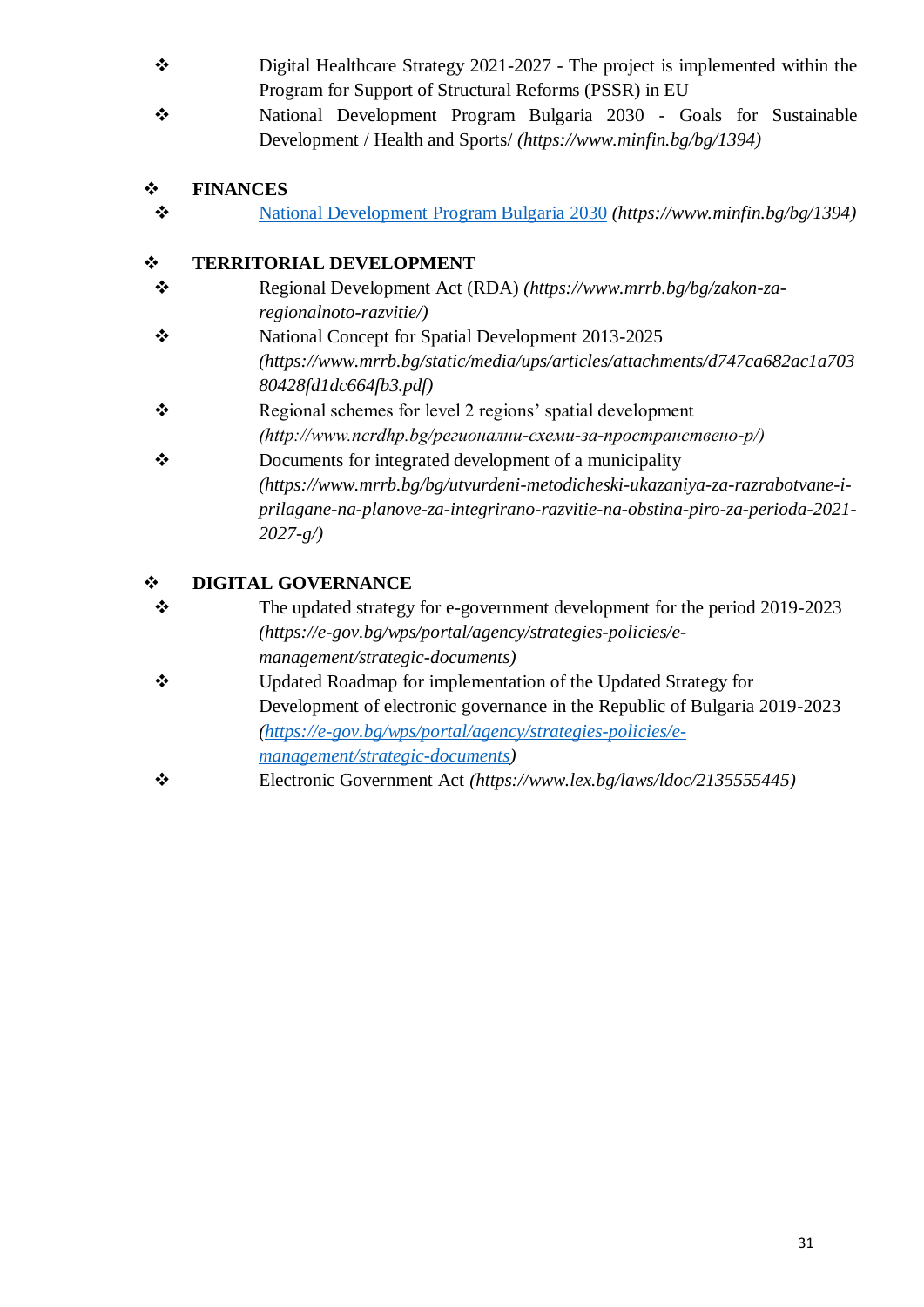- Digital Healthcare Strategy 2021-2027 - The project is implemented within the Program for Support of Structural Reforms (PSSR) in EU
- National Development Program Bulgaria 2030 - Goals for Sustainable Development / Health and Sports/ *(https://www.minfin.bg/bg/1394)*

- **FINANCES**
  - National Development Program Bulgaria 2030 *(https://www.minfin.bg/bg/1394)*

- **TERRITORIAL DEVELOPMENT**
  - Regional Development Act (RDA) *(https://www.mrrb.bg/bg/zakon-za-regionalnoto-razvitie/)*
  - National Concept for Spatial Development 2013-2025 *(https://www.mrrb.bg/static/media/ups/articles/attachments/d747ca682ac1a70380428fd1dc664fb3.pdf)*
  - Regional schemes for level 2 regions' spatial development *(http://www.ncrdhp.bg/регионални-схеми-за-пространствено-р/)*
  - Documents for integrated development of a municipality *(https://www.mrrb.bg/bg/utvurdeni-metodicheski-ukazaniya-za-razrabotvane-i-prilagane-na-planove-za-integrirano-razvitie-na-obstina-piro-za-perioda-2021-2027-g/)*

- **DIGITAL GOVERNANCE**
  - The updated strategy for e-government development for the period 2019-2023 *(https://e-gov.bg/wps/portal/agency/strategies-policies/e-management/strategic-documents)*
  - Updated Roadmap for implementation of the Updated Strategy for Development of electronic governance in the Republic of Bulgaria 2019-2023 *(https://e-gov.bg/wps/portal/agency/strategies-policies/e-management/strategic-documents)*
  - Electronic Government Act *(https://www.lex.bg/laws/ldoc/2135555445)*